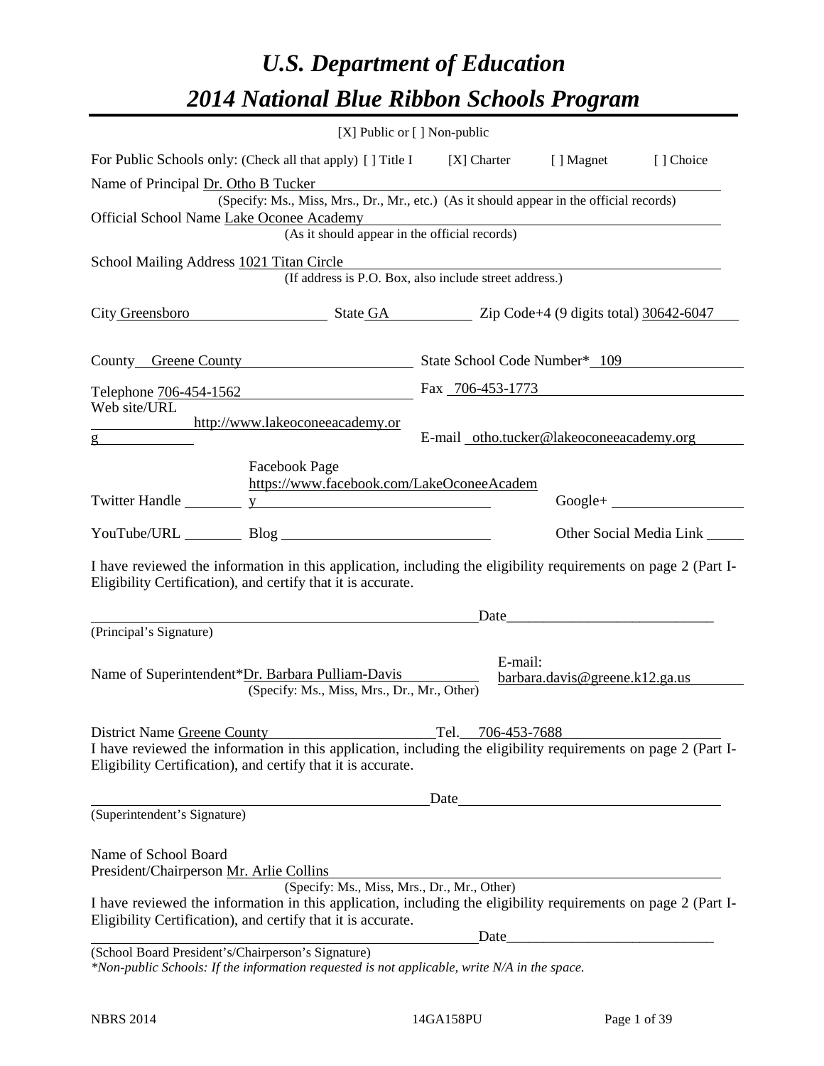# *U.S. Department of Education*

# *2014 National Blue Ribbon Schools Program*

[X] Public or [ ] Non-public

For Public Schools only: (Check all that apply) [ ] Title I [X] Charter [ ] Magnet [ ] Choice

Name of Principal Dr. Otho B Tucker
(Specify: Ms., Miss, Mrs., Dr., Mr., etc.) (As it should appear in the official records)

Official School Name Lake Oconee Academy
(As it should appear in the official records)

School Mailing Address 1021 Titan Circle
(If address is P.O. Box, also include street address.)

City Greensboro State GA Zip Code+4 (9 digits total) 30642-6047

County Greene County State School Code Number* 109

Telephone 706-454-1562 Fax 706-453-1773

Web site/URL http://www.lakeoconeeacademy.org E-mail otho.tucker@lakeoconeeacademy.org

Twitter Handle ________ Facebook Page https://www.facebook.com/LakeOconeeAcademy Google+ ________

YouTube/URL ________ Blog ________ Other Social Media Link ________

I have reviewed the information in this application, including the eligibility requirements on page 2 (Part I-Eligibility Certification), and certify that it is accurate.

_______________________________________________ Date_____________________________

(Principal's Signature)

Name of Superintendent*Dr. Barbara Pulliam-Davis E-mail: barbara.davis@greene.k12.ga.us
(Specify: Ms., Miss, Mrs., Dr., Mr., Other)

District Name Greene County Tel. 706-453-7688

I have reviewed the information in this application, including the eligibility requirements on page 2 (Part I-Eligibility Certification), and certify that it is accurate.

_______________________________________________ Date_____________________________

(Superintendent's Signature)

Name of School Board
President/Chairperson Mr. Arlie Collins
(Specify: Ms., Miss, Mrs., Dr., Mr., Other)

I have reviewed the information in this application, including the eligibility requirements on page 2 (Part I-Eligibility Certification), and certify that it is accurate.

_______________________________________________ Date_____________________________

(School Board President's/Chairperson's Signature)

*\*Non-public Schools: If the information requested is not applicable, write N/A in the space.*

NBRS 2014 14GA158PU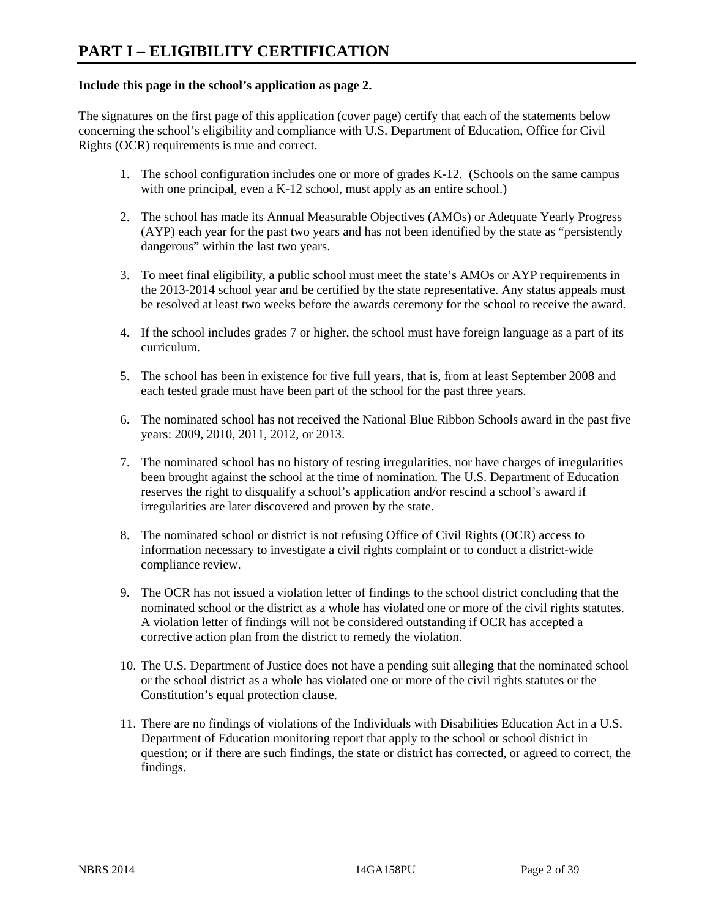# PART I – ELIGIBILITY CERTIFICATION

**Include this page in the school's application as page 2.**

The signatures on the first page of this application (cover page) certify that each of the statements below concerning the school's eligibility and compliance with U.S. Department of Education, Office for Civil Rights (OCR) requirements is true and correct.

1. The school configuration includes one or more of grades K-12. (Schools on the same campus with one principal, even a K-12 school, must apply as an entire school.)

2. The school has made its Annual Measurable Objectives (AMOs) or Adequate Yearly Progress (AYP) each year for the past two years and has not been identified by the state as "persistently dangerous" within the last two years.

3. To meet final eligibility, a public school must meet the state's AMOs or AYP requirements in the 2013-2014 school year and be certified by the state representative. Any status appeals must be resolved at least two weeks before the awards ceremony for the school to receive the award.

4. If the school includes grades 7 or higher, the school must have foreign language as a part of its curriculum.

5. The school has been in existence for five full years, that is, from at least September 2008 and each tested grade must have been part of the school for the past three years.

6. The nominated school has not received the National Blue Ribbon Schools award in the past five years: 2009, 2010, 2011, 2012, or 2013.

7. The nominated school has no history of testing irregularities, nor have charges of irregularities been brought against the school at the time of nomination. The U.S. Department of Education reserves the right to disqualify a school's application and/or rescind a school's award if irregularities are later discovered and proven by the state.

8. The nominated school or district is not refusing Office of Civil Rights (OCR) access to information necessary to investigate a civil rights complaint or to conduct a district-wide compliance review.

9. The OCR has not issued a violation letter of findings to the school district concluding that the nominated school or the district as a whole has violated one or more of the civil rights statutes. A violation letter of findings will not be considered outstanding if OCR has accepted a corrective action plan from the district to remedy the violation.

10. The U.S. Department of Justice does not have a pending suit alleging that the nominated school or the school district as a whole has violated one or more of the civil rights statutes or the Constitution's equal protection clause.

11. There are no findings of violations of the Individuals with Disabilities Education Act in a U.S. Department of Education monitoring report that apply to the school or school district in question; or if there are such findings, the state or district has corrected, or agreed to correct, the findings.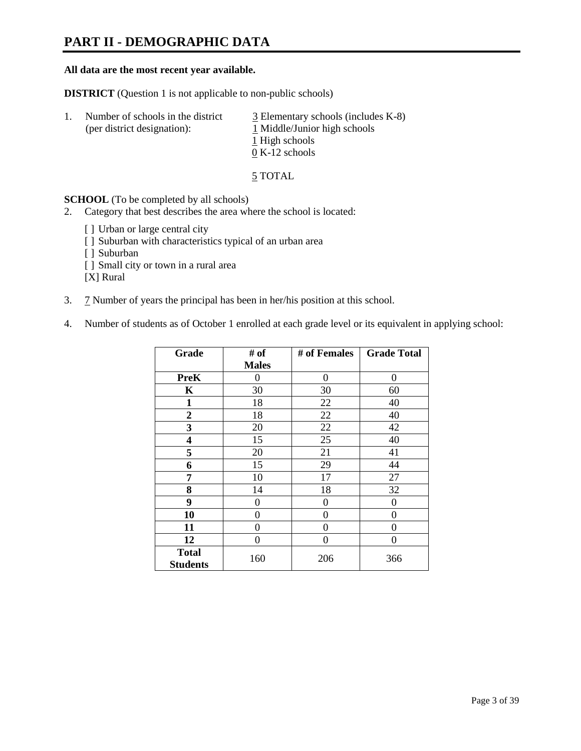# PART II - DEMOGRAPHIC DATA

**All data are the most recent year available.**

**DISTRICT** (Question 1 is not applicable to non-public schools)

1. Number of schools in the district (per district designation):
   3 Elementary schools (includes K-8)
   1 Middle/Junior high schools
   1 High schools
   0 K-12 schools

   5 TOTAL

**SCHOOL** (To be completed by all schools)

2. Category that best describes the area where the school is located:

   [ ] Urban or large central city
   [ ] Suburban with characteristics typical of an urban area
   [ ] Suburban
   [ ] Small city or town in a rural area
   [X] Rural

3. 7 Number of years the principal has been in her/his position at this school.

4. Number of students as of October 1 enrolled at each grade level or its equivalent in applying school:

| Grade | # of Males | # of Females | Grade Total |
|---|---|---|---|
| **PreK** | 0 | 0 | 0 |
| **K** | 30 | 30 | 60 |
| **1** | 18 | 22 | 40 |
| **2** | 18 | 22 | 40 |
| **3** | 20 | 22 | 42 |
| **4** | 15 | 25 | 40 |
| **5** | 20 | 21 | 41 |
| **6** | 15 | 29 | 44 |
| **7** | 10 | 17 | 27 |
| **8** | 14 | 18 | 32 |
| **9** | 0 | 0 | 0 |
| **10** | 0 | 0 | 0 |
| **11** | 0 | 0 | 0 |
| **12** | 0 | 0 | 0 |
| **Total Students** | 160 | 206 | 366 |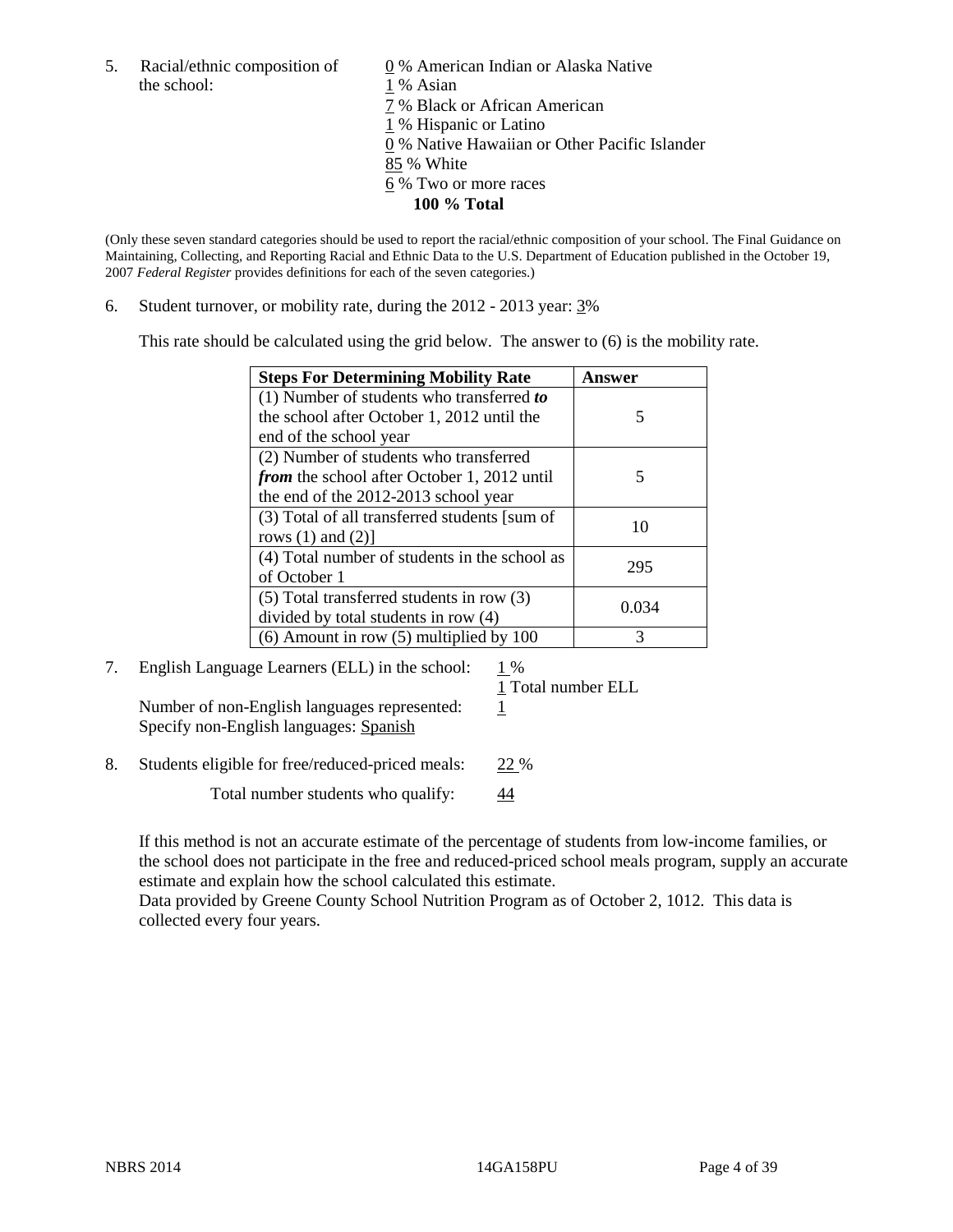5. Racial/ethnic composition of the school:

0 % American Indian or Alaska Native
1 % Asian
7 % Black or African American
1 % Hispanic or Latino
0 % Native Hawaiian or Other Pacific Islander
85 % White
6 % Two or more races
**100 % Total**

(Only these seven standard categories should be used to report the racial/ethnic composition of your school. The Final Guidance on Maintaining, Collecting, and Reporting Racial and Ethnic Data to the U.S. Department of Education published in the October 19, 2007 *Federal Register* provides definitions for each of the seven categories.)

6. Student turnover, or mobility rate, during the 2012 - 2013 year: 3%

This rate should be calculated using the grid below. The answer to (6) is the mobility rate.

| **Steps For Determining Mobility Rate** | **Answer** |
|---|---|
| (1) Number of students who transferred ***to*** the school after October 1, 2012 until the end of the school year | 5 |
| (2) Number of students who transferred ***from*** the school after October 1, 2012 until the end of the 2012-2013 school year | 5 |
| (3) Total of all transferred students [sum of rows (1) and (2)] | 10 |
| (4) Total number of students in the school as of October 1 | 295 |
| (5) Total transferred students in row (3) divided by total students in row (4) | 0.034 |
| (6) Amount in row (5) multiplied by 100 | 3 |

7. English Language Learners (ELL) in the school: 1 %

1 Total number ELL

Number of non-English languages represented: 1

Specify non-English languages: Spanish

8. Students eligible for free/reduced-priced meals: 22 %

Total number students who qualify: 44

If this method is not an accurate estimate of the percentage of students from low-income families, or the school does not participate in the free and reduced-priced school meals program, supply an accurate estimate and explain how the school calculated this estimate.

Data provided by Greene County School Nutrition Program as of October 2, 1012. This data is collected every four years.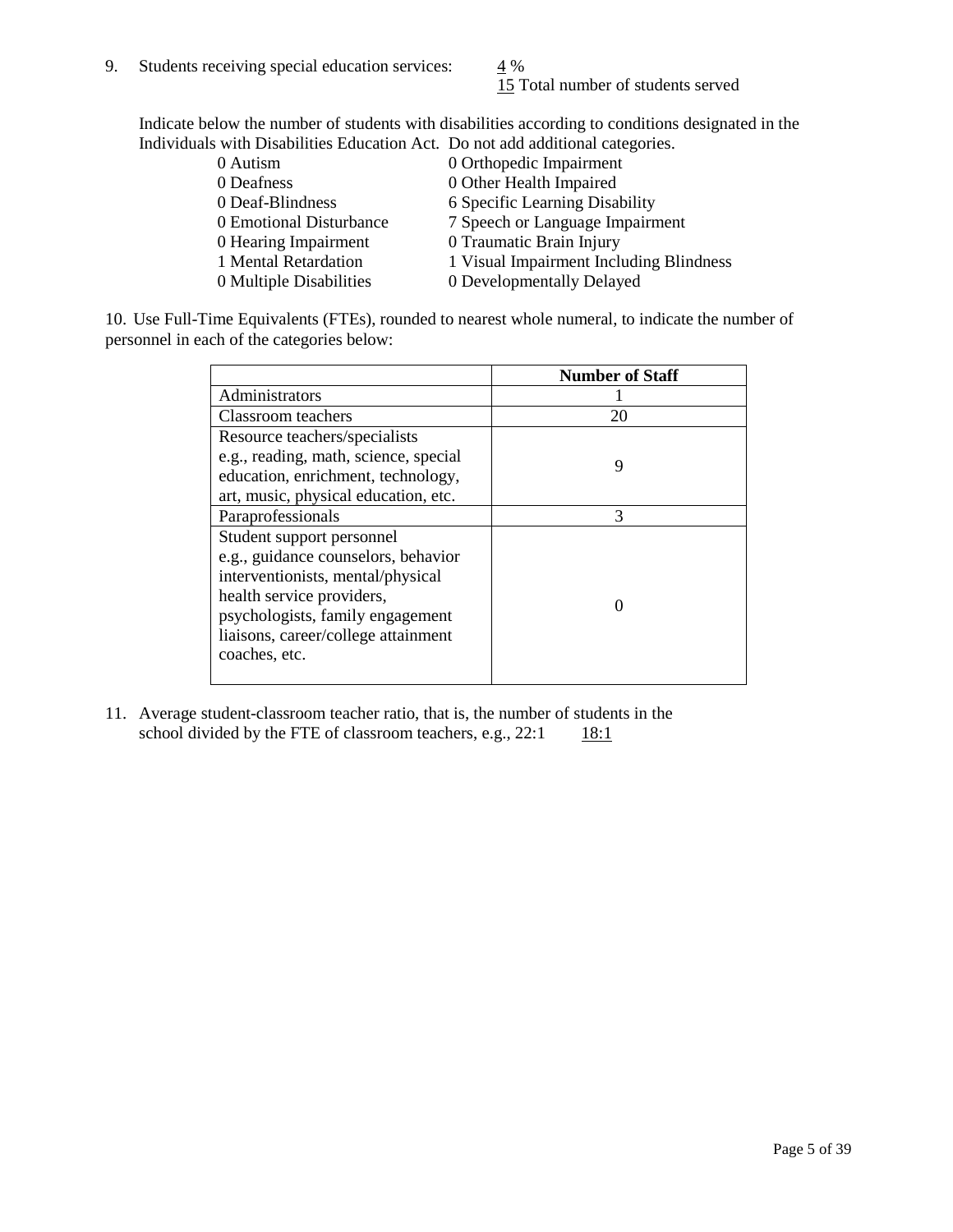9. Students receiving special education services: 4 %
   15 Total number of students served

Indicate below the number of students with disabilities according to conditions designated in the Individuals with Disabilities Education Act. Do not add additional categories.

| | |
|---|---|
| 0 Autism | 0 Orthopedic Impairment |
| 0 Deafness | 0 Other Health Impaired |
| 0 Deaf-Blindness | 6 Specific Learning Disability |
| 0 Emotional Disturbance | 7 Speech or Language Impairment |
| 0 Hearing Impairment | 0 Traumatic Brain Injury |
| 1 Mental Retardation | 1 Visual Impairment Including Blindness |
| 0 Multiple Disabilities | 0 Developmentally Delayed |

10. Use Full-Time Equivalents (FTEs), rounded to nearest whole numeral, to indicate the number of personnel in each of the categories below:

| | Number of Staff |
|---|---|
| Administrators | 1 |
| Classroom teachers | 20 |
| Resource teachers/specialists e.g., reading, math, science, special education, enrichment, technology, art, music, physical education, etc. | 9 |
| Paraprofessionals | 3 |
| Student support personnel e.g., guidance counselors, behavior interventionists, mental/physical health service providers, psychologists, family engagement liaisons, career/college attainment coaches, etc. | 0 |

11. Average student-classroom teacher ratio, that is, the number of students in the school divided by the FTE of classroom teachers, e.g., 22:1 18:1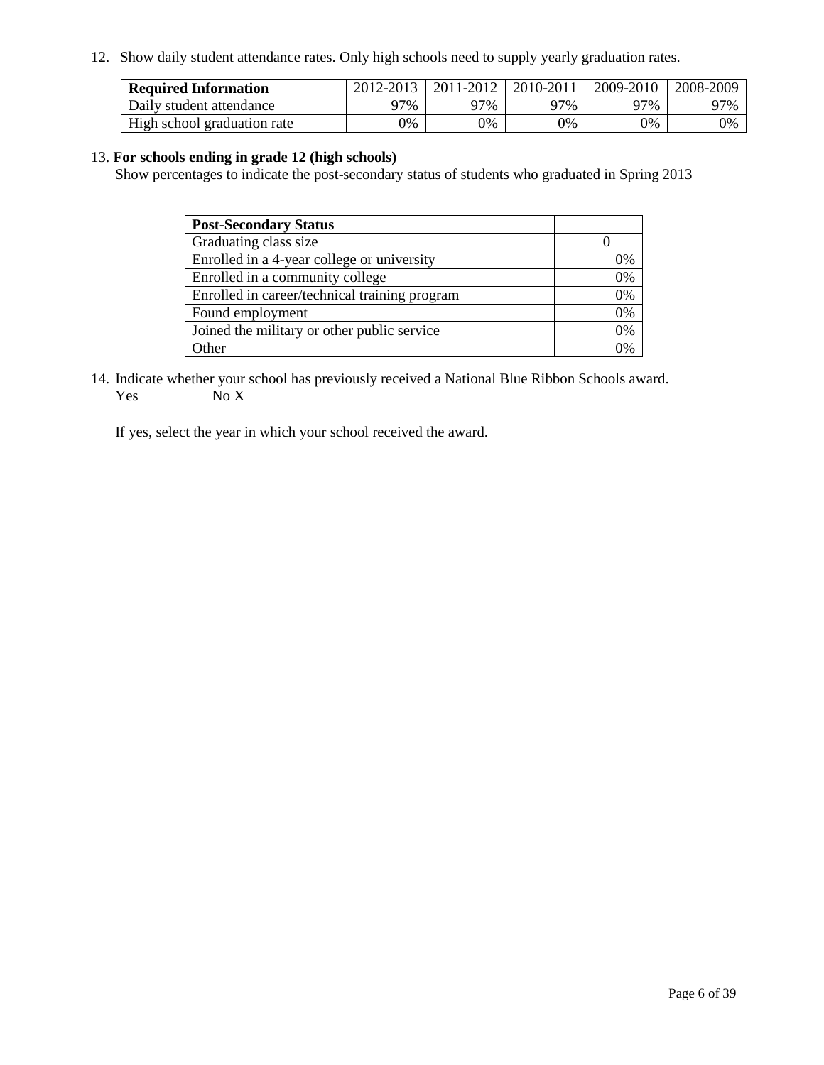12. Show daily student attendance rates. Only high schools need to supply yearly graduation rates.

| **Required Information** | 2012-2013 | 2011-2012 | 2010-2011 | 2009-2010 | 2008-2009 |
|---|---|---|---|---|---|
| Daily student attendance | 97% | 97% | 97% | 97% | 97% |
| High school graduation rate | 0% | 0% | 0% | 0% | 0% |

13. **For schools ending in grade 12 (high schools)**
Show percentages to indicate the post-secondary status of students who graduated in Spring 2013

| **Post-Secondary Status** | |
|---|---|
| Graduating class size | 0 |
| Enrolled in a 4-year college or university | 0% |
| Enrolled in a community college | 0% |
| Enrolled in career/technical training program | 0% |
| Found employment | 0% |
| Joined the military or other public service | 0% |
| Other | 0% |

14. Indicate whether your school has previously received a National Blue Ribbon Schools award.
Yes No X

If yes, select the year in which your school received the award.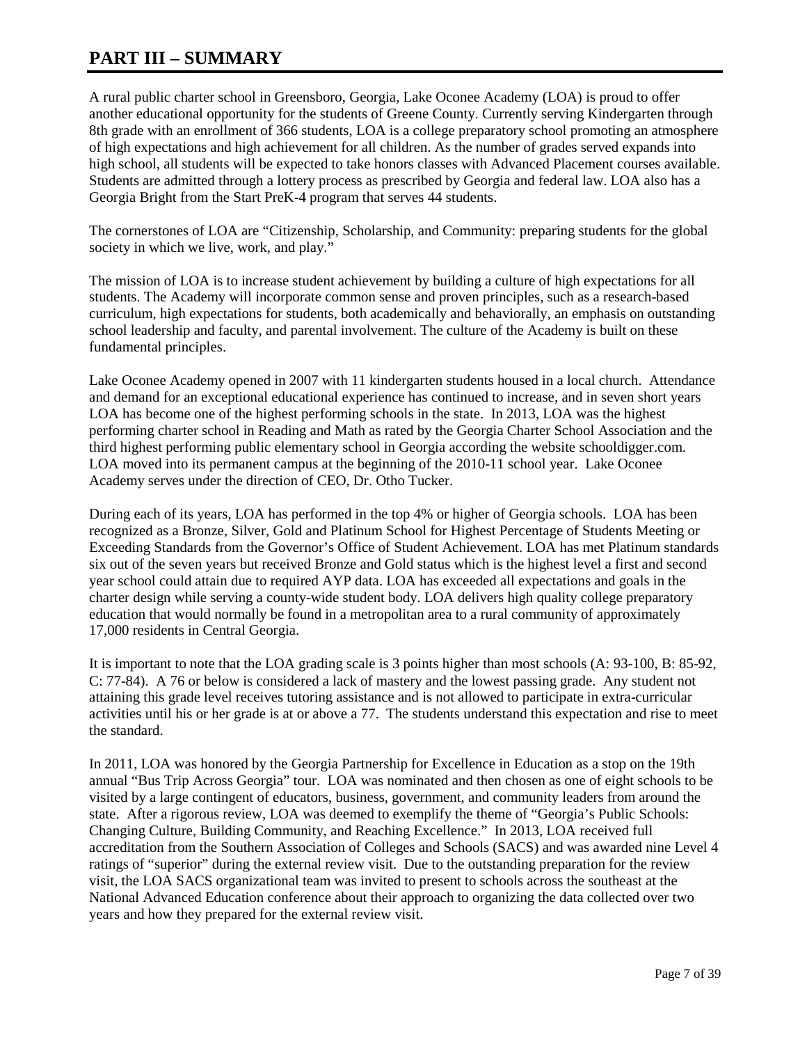# PART III – SUMMARY

A rural public charter school in Greensboro, Georgia, Lake Oconee Academy (LOA) is proud to offer another educational opportunity for the students of Greene County. Currently serving Kindergarten through 8th grade with an enrollment of 366 students, LOA is a college preparatory school promoting an atmosphere of high expectations and high achievement for all children. As the number of grades served expands into high school, all students will be expected to take honors classes with Advanced Placement courses available. Students are admitted through a lottery process as prescribed by Georgia and federal law. LOA also has a Georgia Bright from the Start PreK-4 program that serves 44 students.

The cornerstones of LOA are "Citizenship, Scholarship, and Community: preparing students for the global society in which we live, work, and play."

The mission of LOA is to increase student achievement by building a culture of high expectations for all students. The Academy will incorporate common sense and proven principles, such as a research-based curriculum, high expectations for students, both academically and behaviorally, an emphasis on outstanding school leadership and faculty, and parental involvement. The culture of the Academy is built on these fundamental principles.

Lake Oconee Academy opened in 2007 with 11 kindergarten students housed in a local church. Attendance and demand for an exceptional educational experience has continued to increase, and in seven short years LOA has become one of the highest performing schools in the state. In 2013, LOA was the highest performing charter school in Reading and Math as rated by the Georgia Charter School Association and the third highest performing public elementary school in Georgia according the website schooldigger.com. LOA moved into its permanent campus at the beginning of the 2010-11 school year. Lake Oconee Academy serves under the direction of CEO, Dr. Otho Tucker.

During each of its years, LOA has performed in the top 4% or higher of Georgia schools. LOA has been recognized as a Bronze, Silver, Gold and Platinum School for Highest Percentage of Students Meeting or Exceeding Standards from the Governor's Office of Student Achievement. LOA has met Platinum standards six out of the seven years but received Bronze and Gold status which is the highest level a first and second year school could attain due to required AYP data. LOA has exceeded all expectations and goals in the charter design while serving a county-wide student body. LOA delivers high quality college preparatory education that would normally be found in a metropolitan area to a rural community of approximately 17,000 residents in Central Georgia.

It is important to note that the LOA grading scale is 3 points higher than most schools (A: 93-100, B: 85-92, C: 77-84). A 76 or below is considered a lack of mastery and the lowest passing grade. Any student not attaining this grade level receives tutoring assistance and is not allowed to participate in extra-curricular activities until his or her grade is at or above a 77. The students understand this expectation and rise to meet the standard.

In 2011, LOA was honored by the Georgia Partnership for Excellence in Education as a stop on the 19th annual "Bus Trip Across Georgia" tour. LOA was nominated and then chosen as one of eight schools to be visited by a large contingent of educators, business, government, and community leaders from around the state. After a rigorous review, LOA was deemed to exemplify the theme of "Georgia's Public Schools: Changing Culture, Building Community, and Reaching Excellence." In 2013, LOA received full accreditation from the Southern Association of Colleges and Schools (SACS) and was awarded nine Level 4 ratings of "superior" during the external review visit. Due to the outstanding preparation for the review visit, the LOA SACS organizational team was invited to present to schools across the southeast at the National Advanced Education conference about their approach to organizing the data collected over two years and how they prepared for the external review visit.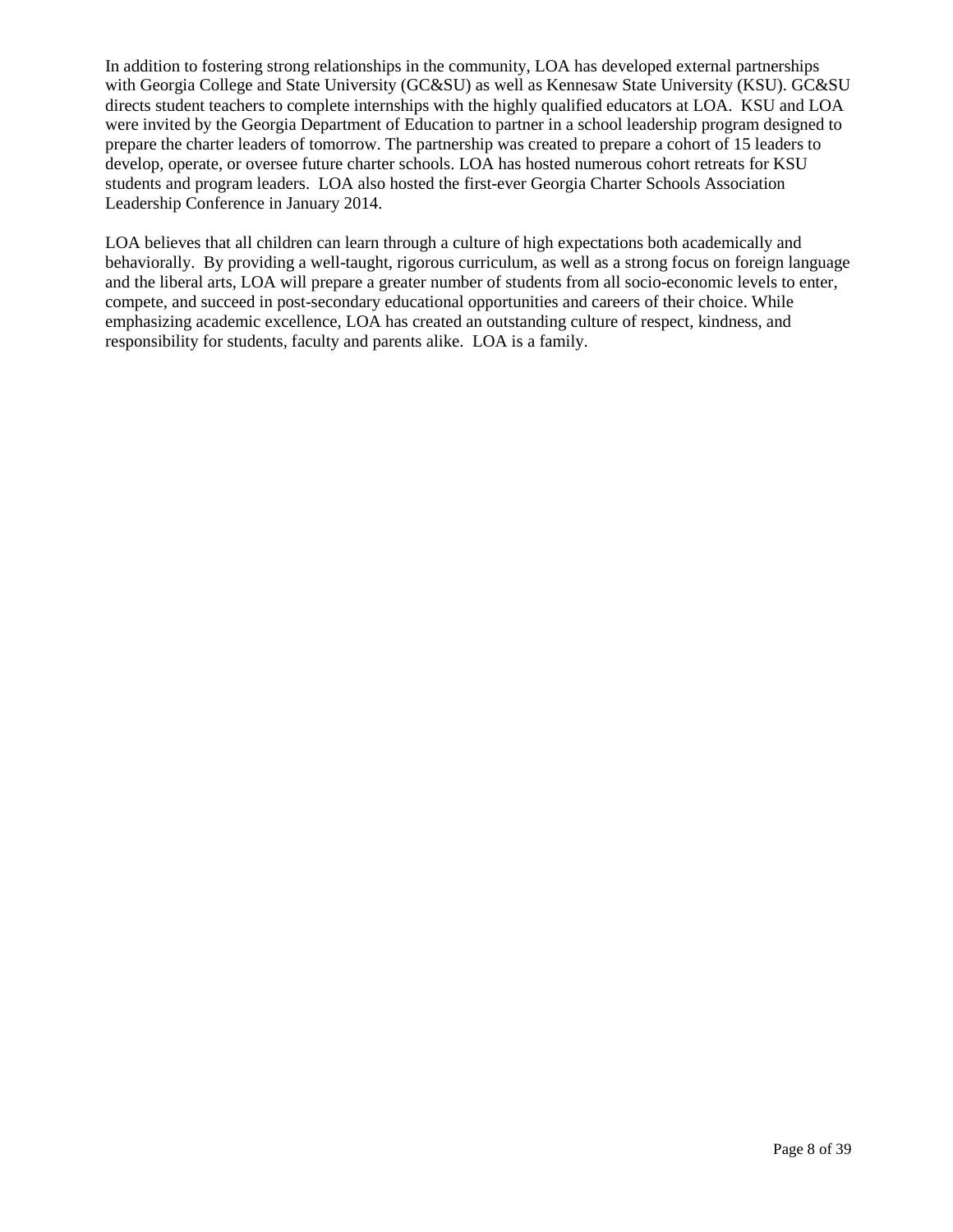In addition to fostering strong relationships in the community, LOA has developed external partnerships with Georgia College and State University (GC&SU) as well as Kennesaw State University (KSU). GC&SU directs student teachers to complete internships with the highly qualified educators at LOA. KSU and LOA were invited by the Georgia Department of Education to partner in a school leadership program designed to prepare the charter leaders of tomorrow. The partnership was created to prepare a cohort of 15 leaders to develop, operate, or oversee future charter schools. LOA has hosted numerous cohort retreats for KSU students and program leaders. LOA also hosted the first-ever Georgia Charter Schools Association Leadership Conference in January 2014.

LOA believes that all children can learn through a culture of high expectations both academically and behaviorally. By providing a well-taught, rigorous curriculum, as well as a strong focus on foreign language and the liberal arts, LOA will prepare a greater number of students from all socio-economic levels to enter, compete, and succeed in post-secondary educational opportunities and careers of their choice. While emphasizing academic excellence, LOA has created an outstanding culture of respect, kindness, and responsibility for students, faculty and parents alike. LOA is a family.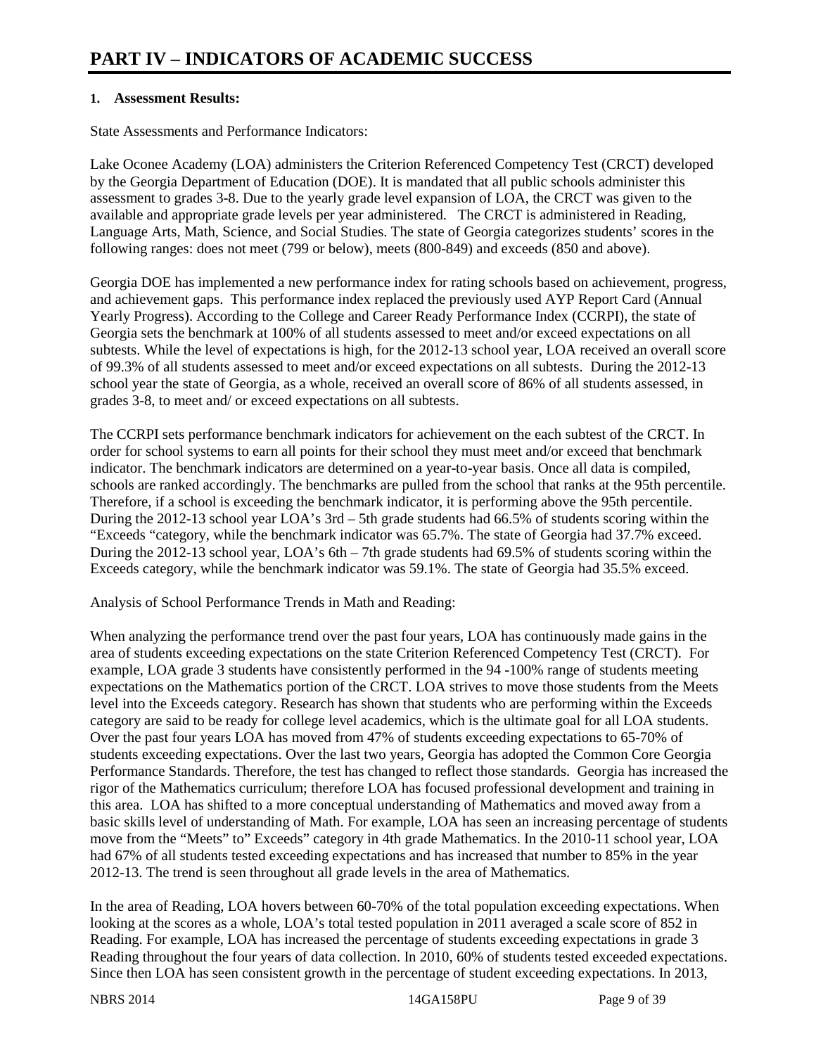# PART IV – INDICATORS OF ACADEMIC SUCCESS

**1. Assessment Results:**

State Assessments and Performance Indicators:

Lake Oconee Academy (LOA) administers the Criterion Referenced Competency Test (CRCT) developed by the Georgia Department of Education (DOE). It is mandated that all public schools administer this assessment to grades 3-8. Due to the yearly grade level expansion of LOA, the CRCT was given to the available and appropriate grade levels per year administered. The CRCT is administered in Reading, Language Arts, Math, Science, and Social Studies. The state of Georgia categorizes students' scores in the following ranges: does not meet (799 or below), meets (800-849) and exceeds (850 and above).

Georgia DOE has implemented a new performance index for rating schools based on achievement, progress, and achievement gaps. This performance index replaced the previously used AYP Report Card (Annual Yearly Progress). According to the College and Career Ready Performance Index (CCRPI), the state of Georgia sets the benchmark at 100% of all students assessed to meet and/or exceed expectations on all subtests. While the level of expectations is high, for the 2012-13 school year, LOA received an overall score of 99.3% of all students assessed to meet and/or exceed expectations on all subtests. During the 2012-13 school year the state of Georgia, as a whole, received an overall score of 86% of all students assessed, in grades 3-8, to meet and/ or exceed expectations on all subtests.

The CCRPI sets performance benchmark indicators for achievement on the each subtest of the CRCT. In order for school systems to earn all points for their school they must meet and/or exceed that benchmark indicator. The benchmark indicators are determined on a year-to-year basis. Once all data is compiled, schools are ranked accordingly. The benchmarks are pulled from the school that ranks at the 95th percentile. Therefore, if a school is exceeding the benchmark indicator, it is performing above the 95th percentile. During the 2012-13 school year LOA's 3rd – 5th grade students had 66.5% of students scoring within the "Exceeds "category, while the benchmark indicator was 65.7%. The state of Georgia had 37.7% exceed. During the 2012-13 school year, LOA's 6th – 7th grade students had 69.5% of students scoring within the Exceeds category, while the benchmark indicator was 59.1%. The state of Georgia had 35.5% exceed.

Analysis of School Performance Trends in Math and Reading:

When analyzing the performance trend over the past four years, LOA has continuously made gains in the area of students exceeding expectations on the state Criterion Referenced Competency Test (CRCT). For example, LOA grade 3 students have consistently performed in the 94 -100% range of students meeting expectations on the Mathematics portion of the CRCT. LOA strives to move those students from the Meets level into the Exceeds category. Research has shown that students who are performing within the Exceeds category are said to be ready for college level academics, which is the ultimate goal for all LOA students. Over the past four years LOA has moved from 47% of students exceeding expectations to 65-70% of students exceeding expectations. Over the last two years, Georgia has adopted the Common Core Georgia Performance Standards. Therefore, the test has changed to reflect those standards. Georgia has increased the rigor of the Mathematics curriculum; therefore LOA has focused professional development and training in this area. LOA has shifted to a more conceptual understanding of Mathematics and moved away from a basic skills level of understanding of Math. For example, LOA has seen an increasing percentage of students move from the "Meets" to" Exceeds" category in 4th grade Mathematics. In the 2010-11 school year, LOA had 67% of all students tested exceeding expectations and has increased that number to 85% in the year 2012-13. The trend is seen throughout all grade levels in the area of Mathematics.

In the area of Reading, LOA hovers between 60-70% of the total population exceeding expectations. When looking at the scores as a whole, LOA's total tested population in 2011 averaged a scale score of 852 in Reading. For example, LOA has increased the percentage of students exceeding expectations in grade 3 Reading throughout the four years of data collection. In 2010, 60% of students tested exceeded expectations. Since then LOA has seen consistent growth in the percentage of student exceeding expectations. In 2013,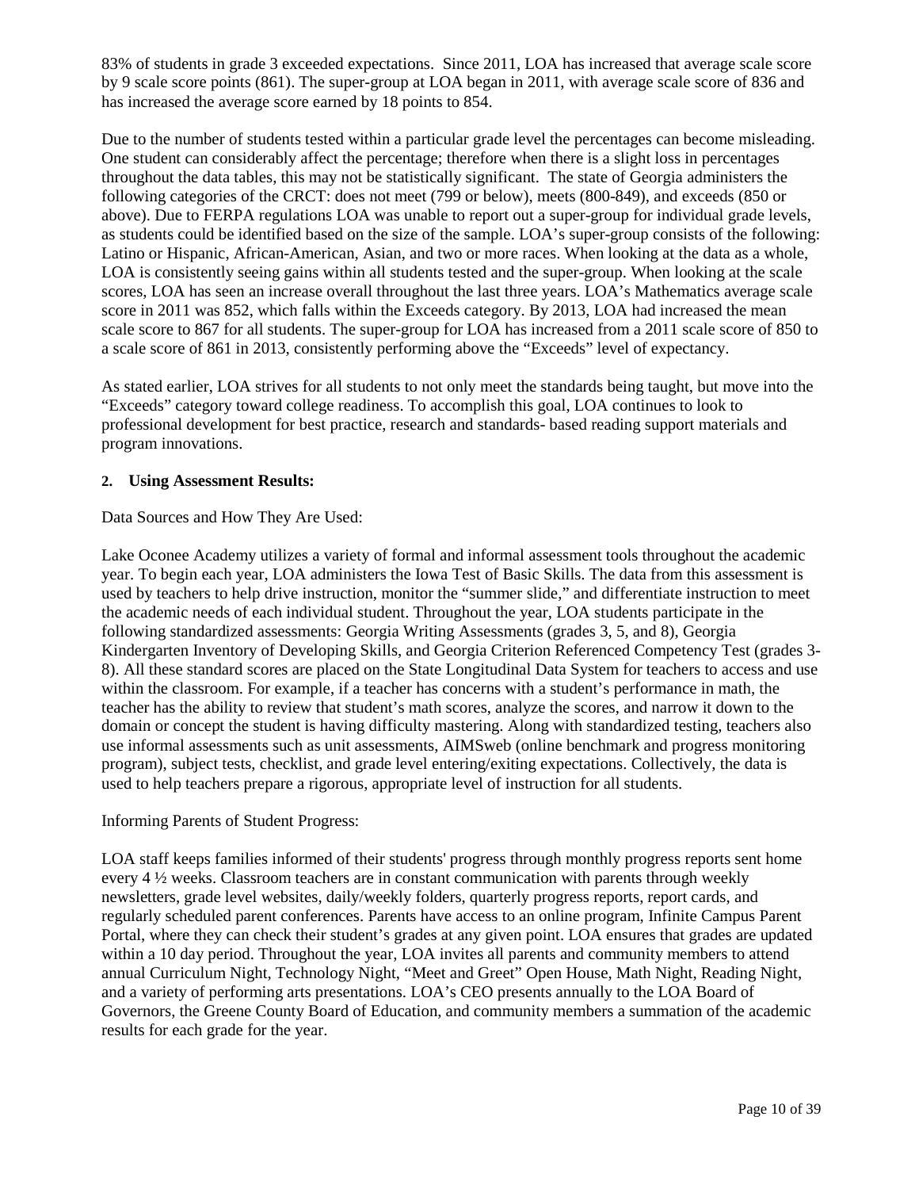83% of students in grade 3 exceeded expectations. Since 2011, LOA has increased that average scale score by 9 scale score points (861). The super-group at LOA began in 2011, with average scale score of 836 and has increased the average score earned by 18 points to 854.

Due to the number of students tested within a particular grade level the percentages can become misleading. One student can considerably affect the percentage; therefore when there is a slight loss in percentages throughout the data tables, this may not be statistically significant. The state of Georgia administers the following categories of the CRCT: does not meet (799 or below), meets (800-849), and exceeds (850 or above). Due to FERPA regulations LOA was unable to report out a super-group for individual grade levels, as students could be identified based on the size of the sample. LOA's super-group consists of the following: Latino or Hispanic, African-American, Asian, and two or more races. When looking at the data as a whole, LOA is consistently seeing gains within all students tested and the super-group. When looking at the scale scores, LOA has seen an increase overall throughout the last three years. LOA's Mathematics average scale score in 2011 was 852, which falls within the Exceeds category. By 2013, LOA had increased the mean scale score to 867 for all students. The super-group for LOA has increased from a 2011 scale score of 850 to a scale score of 861 in 2013, consistently performing above the "Exceeds" level of expectancy.

As stated earlier, LOA strives for all students to not only meet the standards being taught, but move into the "Exceeds" category toward college readiness. To accomplish this goal, LOA continues to look to professional development for best practice, research and standards- based reading support materials and program innovations.

**2. Using Assessment Results:**

Data Sources and How They Are Used:

Lake Oconee Academy utilizes a variety of formal and informal assessment tools throughout the academic year. To begin each year, LOA administers the Iowa Test of Basic Skills. The data from this assessment is used by teachers to help drive instruction, monitor the "summer slide," and differentiate instruction to meet the academic needs of each individual student. Throughout the year, LOA students participate in the following standardized assessments: Georgia Writing Assessments (grades 3, 5, and 8), Georgia Kindergarten Inventory of Developing Skills, and Georgia Criterion Referenced Competency Test (grades 3-8). All these standard scores are placed on the State Longitudinal Data System for teachers to access and use within the classroom. For example, if a teacher has concerns with a student's performance in math, the teacher has the ability to review that student's math scores, analyze the scores, and narrow it down to the domain or concept the student is having difficulty mastering. Along with standardized testing, teachers also use informal assessments such as unit assessments, AIMSweb (online benchmark and progress monitoring program), subject tests, checklist, and grade level entering/exiting expectations. Collectively, the data is used to help teachers prepare a rigorous, appropriate level of instruction for all students.

Informing Parents of Student Progress:

LOA staff keeps families informed of their students' progress through monthly progress reports sent home every 4 ½ weeks. Classroom teachers are in constant communication with parents through weekly newsletters, grade level websites, daily/weekly folders, quarterly progress reports, report cards, and regularly scheduled parent conferences. Parents have access to an online program, Infinite Campus Parent Portal, where they can check their student's grades at any given point. LOA ensures that grades are updated within a 10 day period. Throughout the year, LOA invites all parents and community members to attend annual Curriculum Night, Technology Night, "Meet and Greet" Open House, Math Night, Reading Night, and a variety of performing arts presentations. LOA's CEO presents annually to the LOA Board of Governors, the Greene County Board of Education, and community members a summation of the academic results for each grade for the year.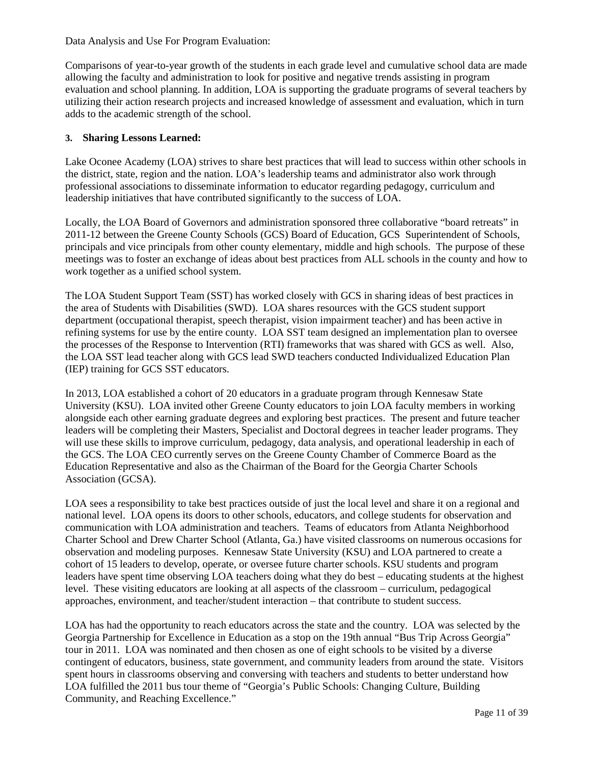Data Analysis and Use For Program Evaluation:

Comparisons of year-to-year growth of the students in each grade level and cumulative school data are made allowing the faculty and administration to look for positive and negative trends assisting in program evaluation and school planning. In addition, LOA is supporting the graduate programs of several teachers by utilizing their action research projects and increased knowledge of assessment and evaluation, which in turn adds to the academic strength of the school.

### 3. Sharing Lessons Learned:

Lake Oconee Academy (LOA) strives to share best practices that will lead to success within other schools in the district, state, region and the nation. LOA's leadership teams and administrator also work through professional associations to disseminate information to educator regarding pedagogy, curriculum and leadership initiatives that have contributed significantly to the success of LOA.

Locally, the LOA Board of Governors and administration sponsored three collaborative "board retreats" in 2011-12 between the Greene County Schools (GCS) Board of Education, GCS Superintendent of Schools, principals and vice principals from other county elementary, middle and high schools. The purpose of these meetings was to foster an exchange of ideas about best practices from ALL schools in the county and how to work together as a unified school system.

The LOA Student Support Team (SST) has worked closely with GCS in sharing ideas of best practices in the area of Students with Disabilities (SWD). LOA shares resources with the GCS student support department (occupational therapist, speech therapist, vision impairment teacher) and has been active in refining systems for use by the entire county. LOA SST team designed an implementation plan to oversee the processes of the Response to Intervention (RTI) frameworks that was shared with GCS as well. Also, the LOA SST lead teacher along with GCS lead SWD teachers conducted Individualized Education Plan (IEP) training for GCS SST educators.

In 2013, LOA established a cohort of 20 educators in a graduate program through Kennesaw State University (KSU). LOA invited other Greene County educators to join LOA faculty members in working alongside each other earning graduate degrees and exploring best practices. The present and future teacher leaders will be completing their Masters, Specialist and Doctoral degrees in teacher leader programs. They will use these skills to improve curriculum, pedagogy, data analysis, and operational leadership in each of the GCS. The LOA CEO currently serves on the Greene County Chamber of Commerce Board as the Education Representative and also as the Chairman of the Board for the Georgia Charter Schools Association (GCSA).

LOA sees a responsibility to take best practices outside of just the local level and share it on a regional and national level. LOA opens its doors to other schools, educators, and college students for observation and communication with LOA administration and teachers. Teams of educators from Atlanta Neighborhood Charter School and Drew Charter School (Atlanta, Ga.) have visited classrooms on numerous occasions for observation and modeling purposes. Kennesaw State University (KSU) and LOA partnered to create a cohort of 15 leaders to develop, operate, or oversee future charter schools. KSU students and program leaders have spent time observing LOA teachers doing what they do best – educating students at the highest level. These visiting educators are looking at all aspects of the classroom – curriculum, pedagogical approaches, environment, and teacher/student interaction – that contribute to student success.

LOA has had the opportunity to reach educators across the state and the country. LOA was selected by the Georgia Partnership for Excellence in Education as a stop on the 19th annual "Bus Trip Across Georgia" tour in 2011. LOA was nominated and then chosen as one of eight schools to be visited by a diverse contingent of educators, business, state government, and community leaders from around the state. Visitors spent hours in classrooms observing and conversing with teachers and students to better understand how LOA fulfilled the 2011 bus tour theme of "Georgia's Public Schools: Changing Culture, Building Community, and Reaching Excellence."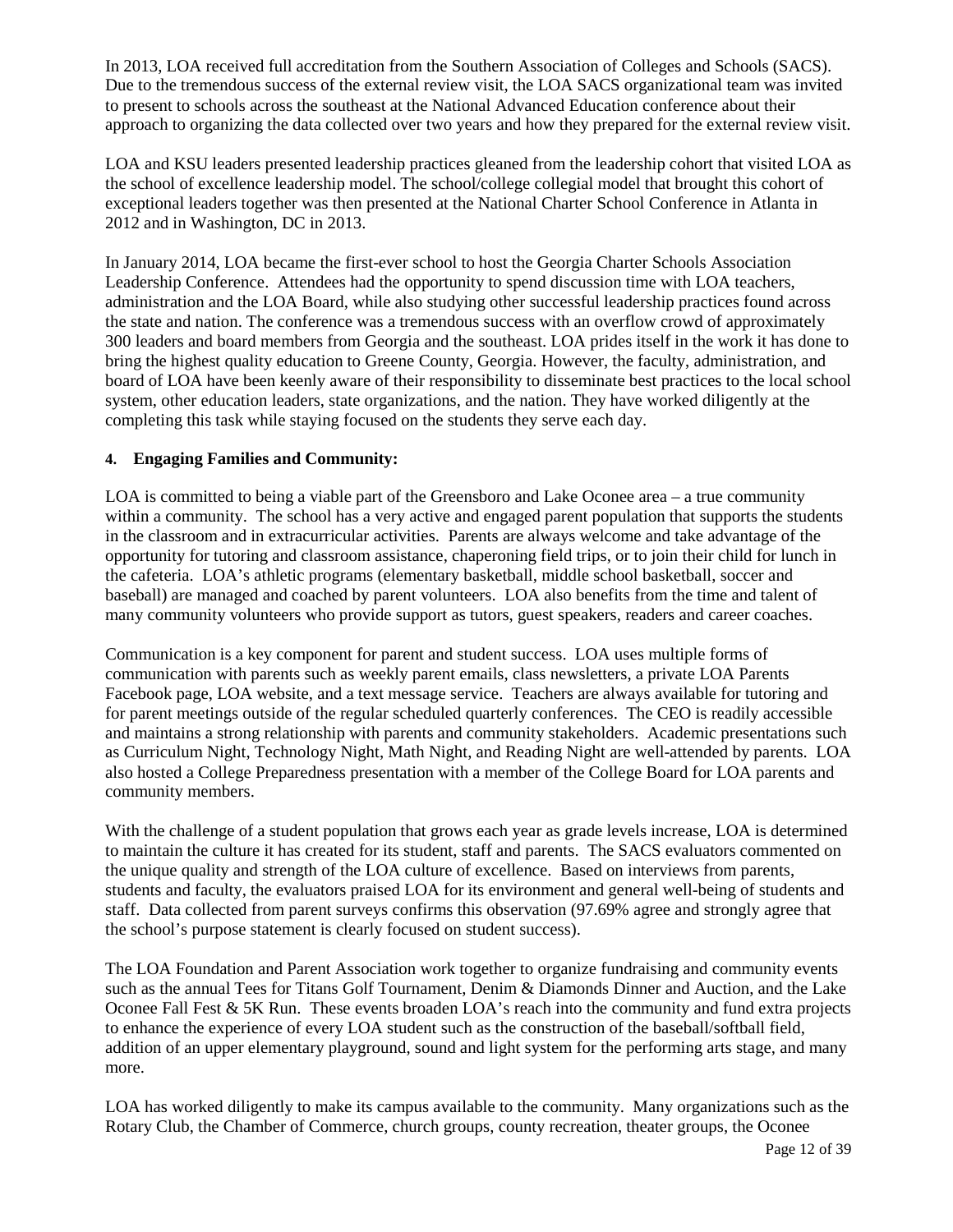In 2013, LOA received full accreditation from the Southern Association of Colleges and Schools (SACS). Due to the tremendous success of the external review visit, the LOA SACS organizational team was invited to present to schools across the southeast at the National Advanced Education conference about their approach to organizing the data collected over two years and how they prepared for the external review visit.

LOA and KSU leaders presented leadership practices gleaned from the leadership cohort that visited LOA as the school of excellence leadership model. The school/college collegial model that brought this cohort of exceptional leaders together was then presented at the National Charter School Conference in Atlanta in 2012 and in Washington, DC in 2013.

In January 2014, LOA became the first-ever school to host the Georgia Charter Schools Association Leadership Conference. Attendees had the opportunity to spend discussion time with LOA teachers, administration and the LOA Board, while also studying other successful leadership practices found across the state and nation. The conference was a tremendous success with an overflow crowd of approximately 300 leaders and board members from Georgia and the southeast. LOA prides itself in the work it has done to bring the highest quality education to Greene County, Georgia. However, the faculty, administration, and board of LOA have been keenly aware of their responsibility to disseminate best practices to the local school system, other education leaders, state organizations, and the nation. They have worked diligently at the completing this task while staying focused on the students they serve each day.

#### 4. Engaging Families and Community:

LOA is committed to being a viable part of the Greensboro and Lake Oconee area – a true community within a community. The school has a very active and engaged parent population that supports the students in the classroom and in extracurricular activities. Parents are always welcome and take advantage of the opportunity for tutoring and classroom assistance, chaperoning field trips, or to join their child for lunch in the cafeteria. LOA's athletic programs (elementary basketball, middle school basketball, soccer and baseball) are managed and coached by parent volunteers. LOA also benefits from the time and talent of many community volunteers who provide support as tutors, guest speakers, readers and career coaches.

Communication is a key component for parent and student success. LOA uses multiple forms of communication with parents such as weekly parent emails, class newsletters, a private LOA Parents Facebook page, LOA website, and a text message service. Teachers are always available for tutoring and for parent meetings outside of the regular scheduled quarterly conferences. The CEO is readily accessible and maintains a strong relationship with parents and community stakeholders. Academic presentations such as Curriculum Night, Technology Night, Math Night, and Reading Night are well-attended by parents. LOA also hosted a College Preparedness presentation with a member of the College Board for LOA parents and community members.

With the challenge of a student population that grows each year as grade levels increase, LOA is determined to maintain the culture it has created for its student, staff and parents. The SACS evaluators commented on the unique quality and strength of the LOA culture of excellence. Based on interviews from parents, students and faculty, the evaluators praised LOA for its environment and general well-being of students and staff. Data collected from parent surveys confirms this observation (97.69% agree and strongly agree that the school's purpose statement is clearly focused on student success).

The LOA Foundation and Parent Association work together to organize fundraising and community events such as the annual Tees for Titans Golf Tournament, Denim & Diamonds Dinner and Auction, and the Lake Oconee Fall Fest & 5K Run. These events broaden LOA's reach into the community and fund extra projects to enhance the experience of every LOA student such as the construction of the baseball/softball field, addition of an upper elementary playground, sound and light system for the performing arts stage, and many more.

LOA has worked diligently to make its campus available to the community. Many organizations such as the Rotary Club, the Chamber of Commerce, church groups, county recreation, theater groups, the Oconee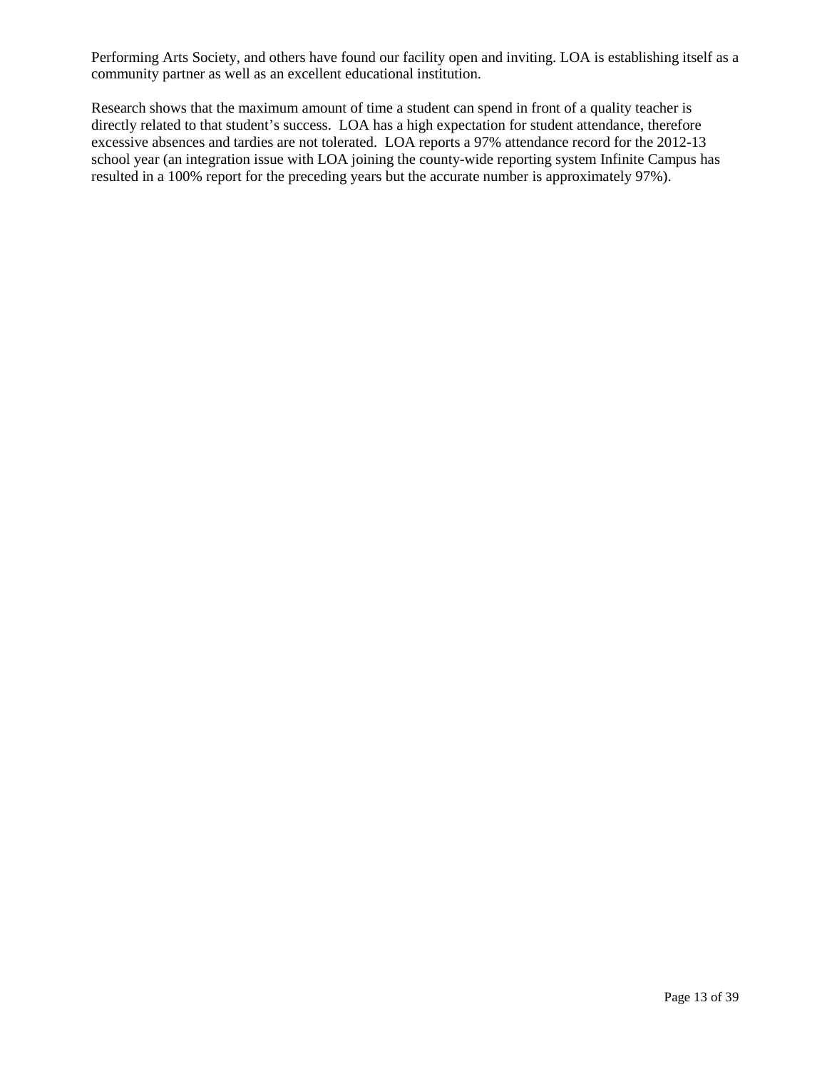Performing Arts Society, and others have found our facility open and inviting. LOA is establishing itself as a community partner as well as an excellent educational institution.

Research shows that the maximum amount of time a student can spend in front of a quality teacher is directly related to that student's success. LOA has a high expectation for student attendance, therefore excessive absences and tardies are not tolerated. LOA reports a 97% attendance record for the 2012-13 school year (an integration issue with LOA joining the county-wide reporting system Infinite Campus has resulted in a 100% report for the preceding years but the accurate number is approximately 97%).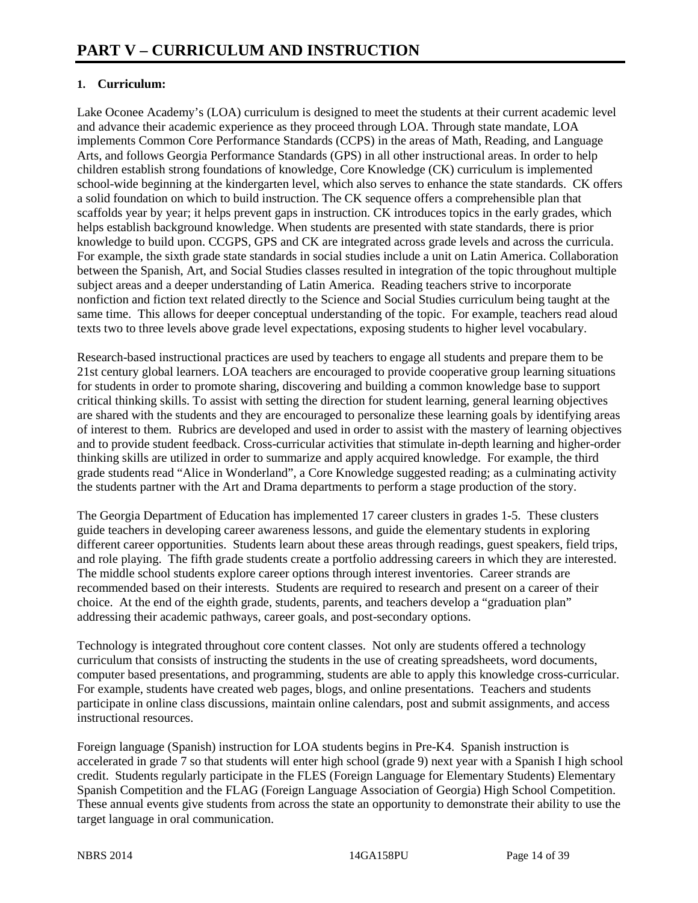# PART V – CURRICULUM AND INSTRUCTION

**1. Curriculum:**

Lake Oconee Academy's (LOA) curriculum is designed to meet the students at their current academic level and advance their academic experience as they proceed through LOA. Through state mandate, LOA implements Common Core Performance Standards (CCPS) in the areas of Math, Reading, and Language Arts, and follows Georgia Performance Standards (GPS) in all other instructional areas. In order to help children establish strong foundations of knowledge, Core Knowledge (CK) curriculum is implemented school-wide beginning at the kindergarten level, which also serves to enhance the state standards. CK offers a solid foundation on which to build instruction. The CK sequence offers a comprehensible plan that scaffolds year by year; it helps prevent gaps in instruction. CK introduces topics in the early grades, which helps establish background knowledge. When students are presented with state standards, there is prior knowledge to build upon. CCGPS, GPS and CK are integrated across grade levels and across the curricula. For example, the sixth grade state standards in social studies include a unit on Latin America. Collaboration between the Spanish, Art, and Social Studies classes resulted in integration of the topic throughout multiple subject areas and a deeper understanding of Latin America. Reading teachers strive to incorporate nonfiction and fiction text related directly to the Science and Social Studies curriculum being taught at the same time. This allows for deeper conceptual understanding of the topic. For example, teachers read aloud texts two to three levels above grade level expectations, exposing students to higher level vocabulary.

Research-based instructional practices are used by teachers to engage all students and prepare them to be 21st century global learners. LOA teachers are encouraged to provide cooperative group learning situations for students in order to promote sharing, discovering and building a common knowledge base to support critical thinking skills. To assist with setting the direction for student learning, general learning objectives are shared with the students and they are encouraged to personalize these learning goals by identifying areas of interest to them. Rubrics are developed and used in order to assist with the mastery of learning objectives and to provide student feedback. Cross-curricular activities that stimulate in-depth learning and higher-order thinking skills are utilized in order to summarize and apply acquired knowledge. For example, the third grade students read "Alice in Wonderland", a Core Knowledge suggested reading; as a culminating activity the students partner with the Art and Drama departments to perform a stage production of the story.

The Georgia Department of Education has implemented 17 career clusters in grades 1-5. These clusters guide teachers in developing career awareness lessons, and guide the elementary students in exploring different career opportunities. Students learn about these areas through readings, guest speakers, field trips, and role playing. The fifth grade students create a portfolio addressing careers in which they are interested. The middle school students explore career options through interest inventories. Career strands are recommended based on their interests. Students are required to research and present on a career of their choice. At the end of the eighth grade, students, parents, and teachers develop a "graduation plan" addressing their academic pathways, career goals, and post-secondary options.

Technology is integrated throughout core content classes. Not only are students offered a technology curriculum that consists of instructing the students in the use of creating spreadsheets, word documents, computer based presentations, and programming, students are able to apply this knowledge cross-curricular. For example, students have created web pages, blogs, and online presentations. Teachers and students participate in online class discussions, maintain online calendars, post and submit assignments, and access instructional resources.

Foreign language (Spanish) instruction for LOA students begins in Pre-K4. Spanish instruction is accelerated in grade 7 so that students will enter high school (grade 9) next year with a Spanish I high school credit. Students regularly participate in the FLES (Foreign Language for Elementary Students) Elementary Spanish Competition and the FLAG (Foreign Language Association of Georgia) High School Competition. These annual events give students from across the state an opportunity to demonstrate their ability to use the target language in oral communication.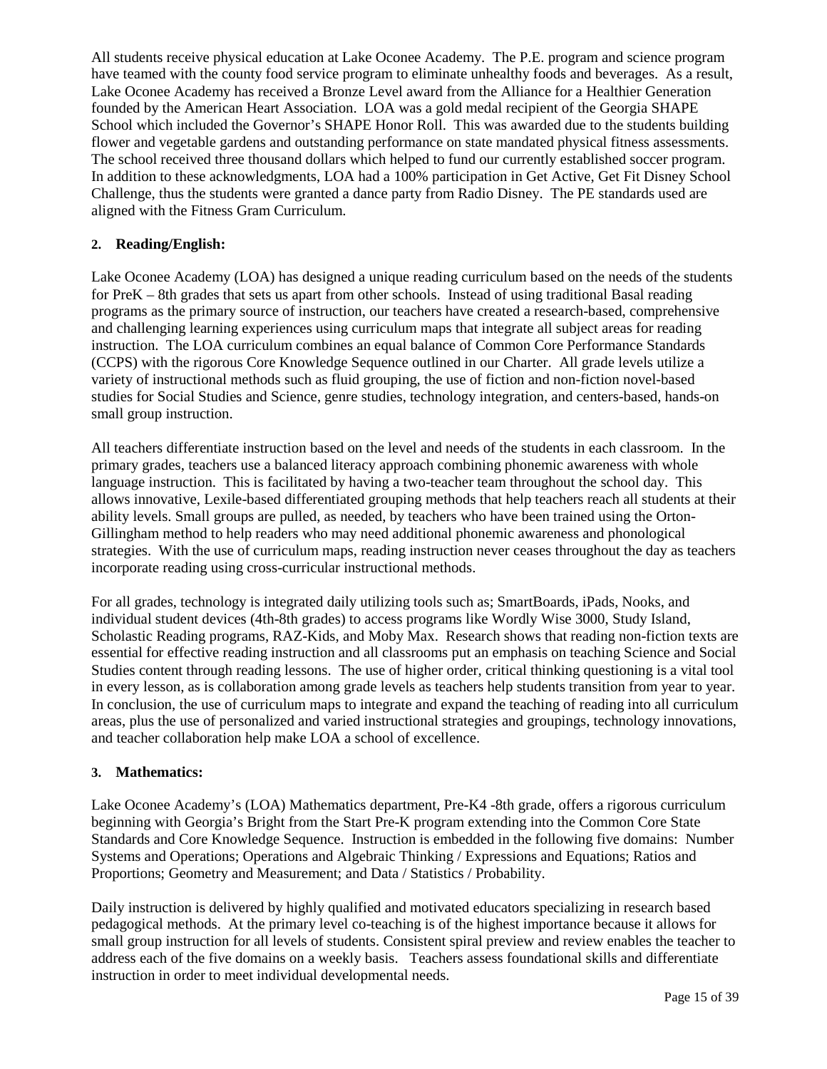All students receive physical education at Lake Oconee Academy. The P.E. program and science program have teamed with the county food service program to eliminate unhealthy foods and beverages. As a result, Lake Oconee Academy has received a Bronze Level award from the Alliance for a Healthier Generation founded by the American Heart Association. LOA was a gold medal recipient of the Georgia SHAPE School which included the Governor's SHAPE Honor Roll. This was awarded due to the students building flower and vegetable gardens and outstanding performance on state mandated physical fitness assessments. The school received three thousand dollars which helped to fund our currently established soccer program. In addition to these acknowledgments, LOA had a 100% participation in Get Active, Get Fit Disney School Challenge, thus the students were granted a dance party from Radio Disney. The PE standards used are aligned with the Fitness Gram Curriculum.

**2. Reading/English:**

Lake Oconee Academy (LOA) has designed a unique reading curriculum based on the needs of the students for PreK – 8th grades that sets us apart from other schools. Instead of using traditional Basal reading programs as the primary source of instruction, our teachers have created a research-based, comprehensive and challenging learning experiences using curriculum maps that integrate all subject areas for reading instruction. The LOA curriculum combines an equal balance of Common Core Performance Standards (CCPS) with the rigorous Core Knowledge Sequence outlined in our Charter. All grade levels utilize a variety of instructional methods such as fluid grouping, the use of fiction and non-fiction novel-based studies for Social Studies and Science, genre studies, technology integration, and centers-based, hands-on small group instruction.

All teachers differentiate instruction based on the level and needs of the students in each classroom. In the primary grades, teachers use a balanced literacy approach combining phonemic awareness with whole language instruction. This is facilitated by having a two-teacher team throughout the school day. This allows innovative, Lexile-based differentiated grouping methods that help teachers reach all students at their ability levels. Small groups are pulled, as needed, by teachers who have been trained using the Orton-Gillingham method to help readers who may need additional phonemic awareness and phonological strategies. With the use of curriculum maps, reading instruction never ceases throughout the day as teachers incorporate reading using cross-curricular instructional methods.

For all grades, technology is integrated daily utilizing tools such as; SmartBoards, iPads, Nooks, and individual student devices (4th-8th grades) to access programs like Wordly Wise 3000, Study Island, Scholastic Reading programs, RAZ-Kids, and Moby Max. Research shows that reading non-fiction texts are essential for effective reading instruction and all classrooms put an emphasis on teaching Science and Social Studies content through reading lessons. The use of higher order, critical thinking questioning is a vital tool in every lesson, as is collaboration among grade levels as teachers help students transition from year to year. In conclusion, the use of curriculum maps to integrate and expand the teaching of reading into all curriculum areas, plus the use of personalized and varied instructional strategies and groupings, technology innovations, and teacher collaboration help make LOA a school of excellence.

**3. Mathematics:**

Lake Oconee Academy's (LOA) Mathematics department, Pre-K4 -8th grade, offers a rigorous curriculum beginning with Georgia's Bright from the Start Pre-K program extending into the Common Core State Standards and Core Knowledge Sequence. Instruction is embedded in the following five domains: Number Systems and Operations; Operations and Algebraic Thinking / Expressions and Equations; Ratios and Proportions; Geometry and Measurement; and Data / Statistics / Probability.

Daily instruction is delivered by highly qualified and motivated educators specializing in research based pedagogical methods. At the primary level co-teaching is of the highest importance because it allows for small group instruction for all levels of students. Consistent spiral preview and review enables the teacher to address each of the five domains on a weekly basis. Teachers assess foundational skills and differentiate instruction in order to meet individual developmental needs.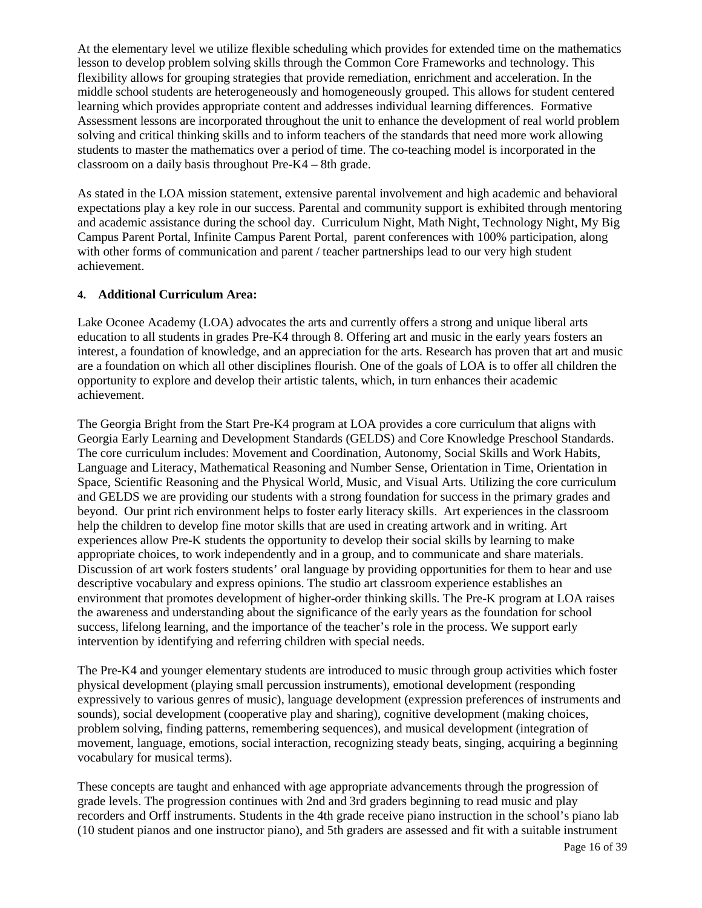At the elementary level we utilize flexible scheduling which provides for extended time on the mathematics lesson to develop problem solving skills through the Common Core Frameworks and technology. This flexibility allows for grouping strategies that provide remediation, enrichment and acceleration. In the middle school students are heterogeneously and homogeneously grouped. This allows for student centered learning which provides appropriate content and addresses individual learning differences. Formative Assessment lessons are incorporated throughout the unit to enhance the development of real world problem solving and critical thinking skills and to inform teachers of the standards that need more work allowing students to master the mathematics over a period of time. The co-teaching model is incorporated in the classroom on a daily basis throughout Pre-K4 – 8th grade.

As stated in the LOA mission statement, extensive parental involvement and high academic and behavioral expectations play a key role in our success. Parental and community support is exhibited through mentoring and academic assistance during the school day. Curriculum Night, Math Night, Technology Night, My Big Campus Parent Portal, Infinite Campus Parent Portal, parent conferences with 100% participation, along with other forms of communication and parent / teacher partnerships lead to our very high student achievement.

**4. Additional Curriculum Area:**

Lake Oconee Academy (LOA) advocates the arts and currently offers a strong and unique liberal arts education to all students in grades Pre-K4 through 8. Offering art and music in the early years fosters an interest, a foundation of knowledge, and an appreciation for the arts. Research has proven that art and music are a foundation on which all other disciplines flourish. One of the goals of LOA is to offer all children the opportunity to explore and develop their artistic talents, which, in turn enhances their academic achievement.

The Georgia Bright from the Start Pre-K4 program at LOA provides a core curriculum that aligns with Georgia Early Learning and Development Standards (GELDS) and Core Knowledge Preschool Standards. The core curriculum includes: Movement and Coordination, Autonomy, Social Skills and Work Habits, Language and Literacy, Mathematical Reasoning and Number Sense, Orientation in Time, Orientation in Space, Scientific Reasoning and the Physical World, Music, and Visual Arts. Utilizing the core curriculum and GELDS we are providing our students with a strong foundation for success in the primary grades and beyond. Our print rich environment helps to foster early literacy skills. Art experiences in the classroom help the children to develop fine motor skills that are used in creating artwork and in writing. Art experiences allow Pre-K students the opportunity to develop their social skills by learning to make appropriate choices, to work independently and in a group, and to communicate and share materials. Discussion of art work fosters students' oral language by providing opportunities for them to hear and use descriptive vocabulary and express opinions. The studio art classroom experience establishes an environment that promotes development of higher-order thinking skills. The Pre-K program at LOA raises the awareness and understanding about the significance of the early years as the foundation for school success, lifelong learning, and the importance of the teacher's role in the process. We support early intervention by identifying and referring children with special needs.

The Pre-K4 and younger elementary students are introduced to music through group activities which foster physical development (playing small percussion instruments), emotional development (responding expressively to various genres of music), language development (expression preferences of instruments and sounds), social development (cooperative play and sharing), cognitive development (making choices, problem solving, finding patterns, remembering sequences), and musical development (integration of movement, language, emotions, social interaction, recognizing steady beats, singing, acquiring a beginning vocabulary for musical terms).

These concepts are taught and enhanced with age appropriate advancements through the progression of grade levels. The progression continues with 2nd and 3rd graders beginning to read music and play recorders and Orff instruments. Students in the 4th grade receive piano instruction in the school's piano lab (10 student pianos and one instructor piano), and 5th graders are assessed and fit with a suitable instrument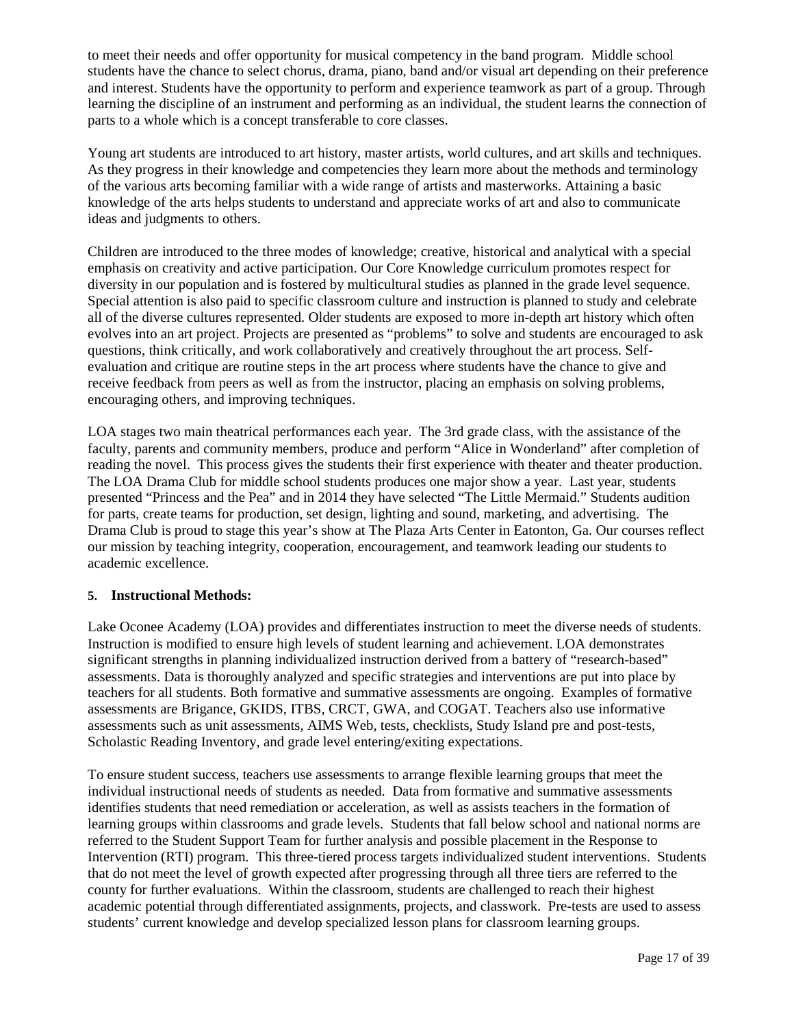to meet their needs and offer opportunity for musical competency in the band program. Middle school students have the chance to select chorus, drama, piano, band and/or visual art depending on their preference and interest. Students have the opportunity to perform and experience teamwork as part of a group. Through learning the discipline of an instrument and performing as an individual, the student learns the connection of parts to a whole which is a concept transferable to core classes.

Young art students are introduced to art history, master artists, world cultures, and art skills and techniques. As they progress in their knowledge and competencies they learn more about the methods and terminology of the various arts becoming familiar with a wide range of artists and masterworks. Attaining a basic knowledge of the arts helps students to understand and appreciate works of art and also to communicate ideas and judgments to others.

Children are introduced to the three modes of knowledge; creative, historical and analytical with a special emphasis on creativity and active participation. Our Core Knowledge curriculum promotes respect for diversity in our population and is fostered by multicultural studies as planned in the grade level sequence. Special attention is also paid to specific classroom culture and instruction is planned to study and celebrate all of the diverse cultures represented. Older students are exposed to more in-depth art history which often evolves into an art project. Projects are presented as "problems" to solve and students are encouraged to ask questions, think critically, and work collaboratively and creatively throughout the art process. Self-evaluation and critique are routine steps in the art process where students have the chance to give and receive feedback from peers as well as from the instructor, placing an emphasis on solving problems, encouraging others, and improving techniques.

LOA stages two main theatrical performances each year. The 3rd grade class, with the assistance of the faculty, parents and community members, produce and perform "Alice in Wonderland" after completion of reading the novel. This process gives the students their first experience with theater and theater production. The LOA Drama Club for middle school students produces one major show a year. Last year, students presented "Princess and the Pea" and in 2014 they have selected "The Little Mermaid." Students audition for parts, create teams for production, set design, lighting and sound, marketing, and advertising. The Drama Club is proud to stage this year's show at The Plaza Arts Center in Eatonton, Ga. Our courses reflect our mission by teaching integrity, cooperation, encouragement, and teamwork leading our students to academic excellence.

**5. Instructional Methods:**

Lake Oconee Academy (LOA) provides and differentiates instruction to meet the diverse needs of students. Instruction is modified to ensure high levels of student learning and achievement. LOA demonstrates significant strengths in planning individualized instruction derived from a battery of "research-based" assessments. Data is thoroughly analyzed and specific strategies and interventions are put into place by teachers for all students. Both formative and summative assessments are ongoing. Examples of formative assessments are Brigance, GKIDS, ITBS, CRCT, GWA, and COGAT. Teachers also use informative assessments such as unit assessments, AIMS Web, tests, checklists, Study Island pre and post-tests, Scholastic Reading Inventory, and grade level entering/exiting expectations.

To ensure student success, teachers use assessments to arrange flexible learning groups that meet the individual instructional needs of students as needed. Data from formative and summative assessments identifies students that need remediation or acceleration, as well as assists teachers in the formation of learning groups within classrooms and grade levels. Students that fall below school and national norms are referred to the Student Support Team for further analysis and possible placement in the Response to Intervention (RTI) program. This three-tiered process targets individualized student interventions. Students that do not meet the level of growth expected after progressing through all three tiers are referred to the county for further evaluations. Within the classroom, students are challenged to reach their highest academic potential through differentiated assignments, projects, and classwork. Pre-tests are used to assess students' current knowledge and develop specialized lesson plans for classroom learning groups.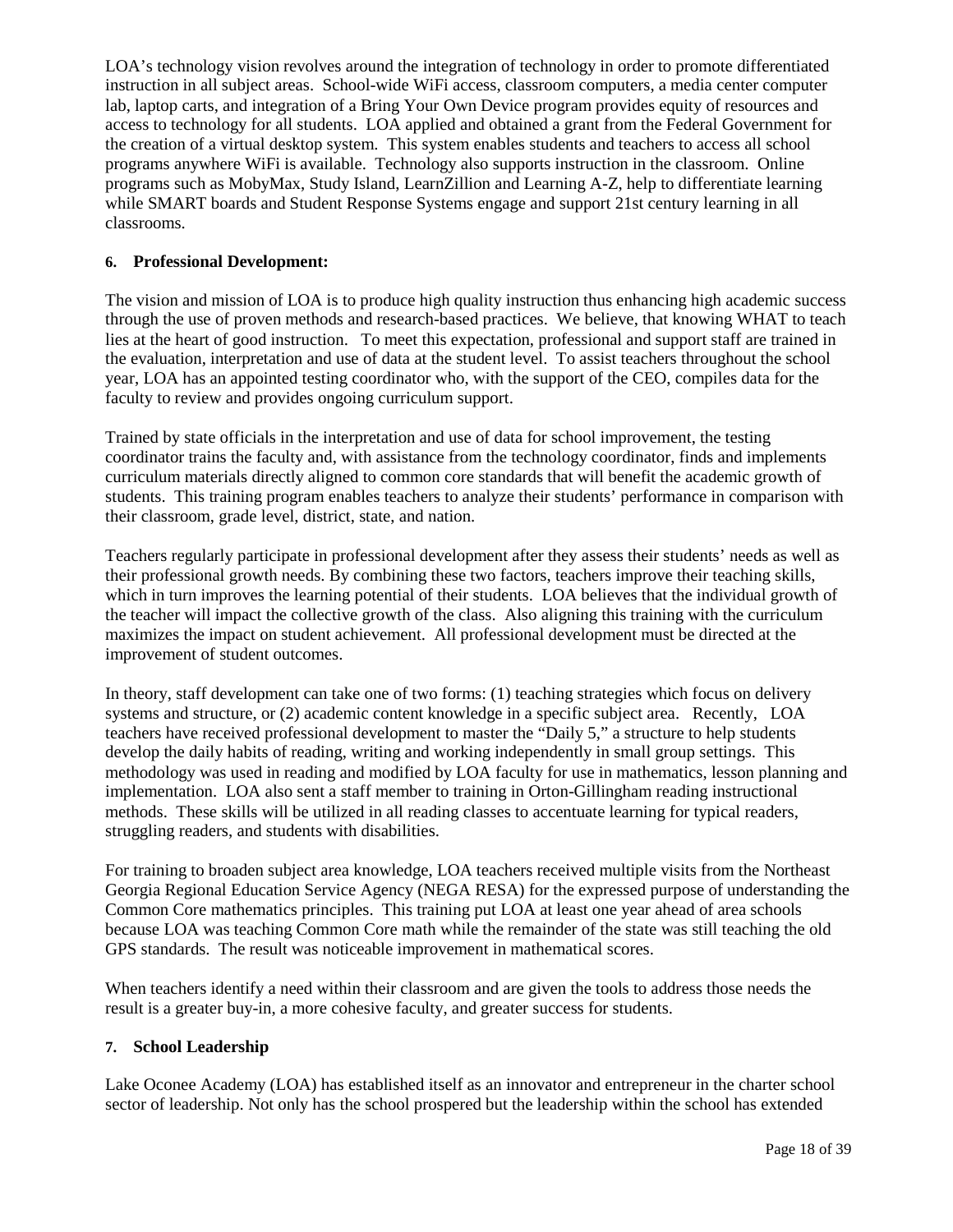LOA's technology vision revolves around the integration of technology in order to promote differentiated instruction in all subject areas. School-wide WiFi access, classroom computers, a media center computer lab, laptop carts, and integration of a Bring Your Own Device program provides equity of resources and access to technology for all students. LOA applied and obtained a grant from the Federal Government for the creation of a virtual desktop system. This system enables students and teachers to access all school programs anywhere WiFi is available. Technology also supports instruction in the classroom. Online programs such as MobyMax, Study Island, LearnZillion and Learning A-Z, help to differentiate learning while SMART boards and Student Response Systems engage and support 21st century learning in all classrooms.

**6. Professional Development:**

The vision and mission of LOA is to produce high quality instruction thus enhancing high academic success through the use of proven methods and research-based practices. We believe, that knowing WHAT to teach lies at the heart of good instruction. To meet this expectation, professional and support staff are trained in the evaluation, interpretation and use of data at the student level. To assist teachers throughout the school year, LOA has an appointed testing coordinator who, with the support of the CEO, compiles data for the faculty to review and provides ongoing curriculum support.

Trained by state officials in the interpretation and use of data for school improvement, the testing coordinator trains the faculty and, with assistance from the technology coordinator, finds and implements curriculum materials directly aligned to common core standards that will benefit the academic growth of students. This training program enables teachers to analyze their students' performance in comparison with their classroom, grade level, district, state, and nation.

Teachers regularly participate in professional development after they assess their students' needs as well as their professional growth needs. By combining these two factors, teachers improve their teaching skills, which in turn improves the learning potential of their students. LOA believes that the individual growth of the teacher will impact the collective growth of the class. Also aligning this training with the curriculum maximizes the impact on student achievement. All professional development must be directed at the improvement of student outcomes.

In theory, staff development can take one of two forms: (1) teaching strategies which focus on delivery systems and structure, or (2) academic content knowledge in a specific subject area. Recently, LOA teachers have received professional development to master the "Daily 5," a structure to help students develop the daily habits of reading, writing and working independently in small group settings. This methodology was used in reading and modified by LOA faculty for use in mathematics, lesson planning and implementation. LOA also sent a staff member to training in Orton-Gillingham reading instructional methods. These skills will be utilized in all reading classes to accentuate learning for typical readers, struggling readers, and students with disabilities.

For training to broaden subject area knowledge, LOA teachers received multiple visits from the Northeast Georgia Regional Education Service Agency (NEGA RESA) for the expressed purpose of understanding the Common Core mathematics principles. This training put LOA at least one year ahead of area schools because LOA was teaching Common Core math while the remainder of the state was still teaching the old GPS standards. The result was noticeable improvement in mathematical scores.

When teachers identify a need within their classroom and are given the tools to address those needs the result is a greater buy-in, a more cohesive faculty, and greater success for students.

**7. School Leadership**

Lake Oconee Academy (LOA) has established itself as an innovator and entrepreneur in the charter school sector of leadership. Not only has the school prospered but the leadership within the school has extended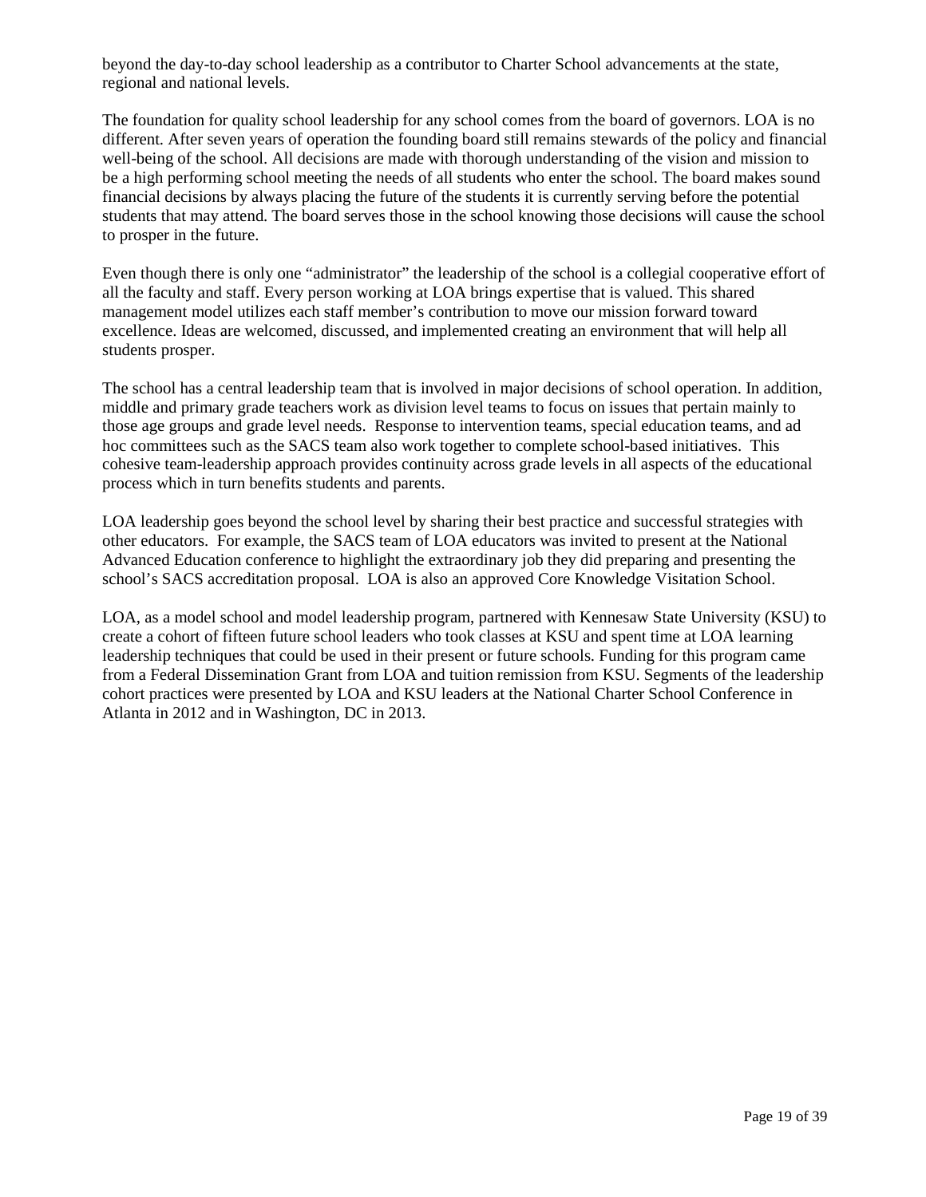beyond the day-to-day school leadership as a contributor to Charter School advancements at the state, regional and national levels.

The foundation for quality school leadership for any school comes from the board of governors. LOA is no different. After seven years of operation the founding board still remains stewards of the policy and financial well-being of the school. All decisions are made with thorough understanding of the vision and mission to be a high performing school meeting the needs of all students who enter the school. The board makes sound financial decisions by always placing the future of the students it is currently serving before the potential students that may attend. The board serves those in the school knowing those decisions will cause the school to prosper in the future.

Even though there is only one "administrator" the leadership of the school is a collegial cooperative effort of all the faculty and staff. Every person working at LOA brings expertise that is valued. This shared management model utilizes each staff member's contribution to move our mission forward toward excellence. Ideas are welcomed, discussed, and implemented creating an environment that will help all students prosper.

The school has a central leadership team that is involved in major decisions of school operation. In addition, middle and primary grade teachers work as division level teams to focus on issues that pertain mainly to those age groups and grade level needs. Response to intervention teams, special education teams, and ad hoc committees such as the SACS team also work together to complete school-based initiatives. This cohesive team-leadership approach provides continuity across grade levels in all aspects of the educational process which in turn benefits students and parents.

LOA leadership goes beyond the school level by sharing their best practice and successful strategies with other educators. For example, the SACS team of LOA educators was invited to present at the National Advanced Education conference to highlight the extraordinary job they did preparing and presenting the school's SACS accreditation proposal. LOA is also an approved Core Knowledge Visitation School.

LOA, as a model school and model leadership program, partnered with Kennesaw State University (KSU) to create a cohort of fifteen future school leaders who took classes at KSU and spent time at LOA learning leadership techniques that could be used in their present or future schools. Funding for this program came from a Federal Dissemination Grant from LOA and tuition remission from KSU. Segments of the leadership cohort practices were presented by LOA and KSU leaders at the National Charter School Conference in Atlanta in 2012 and in Washington, DC in 2013.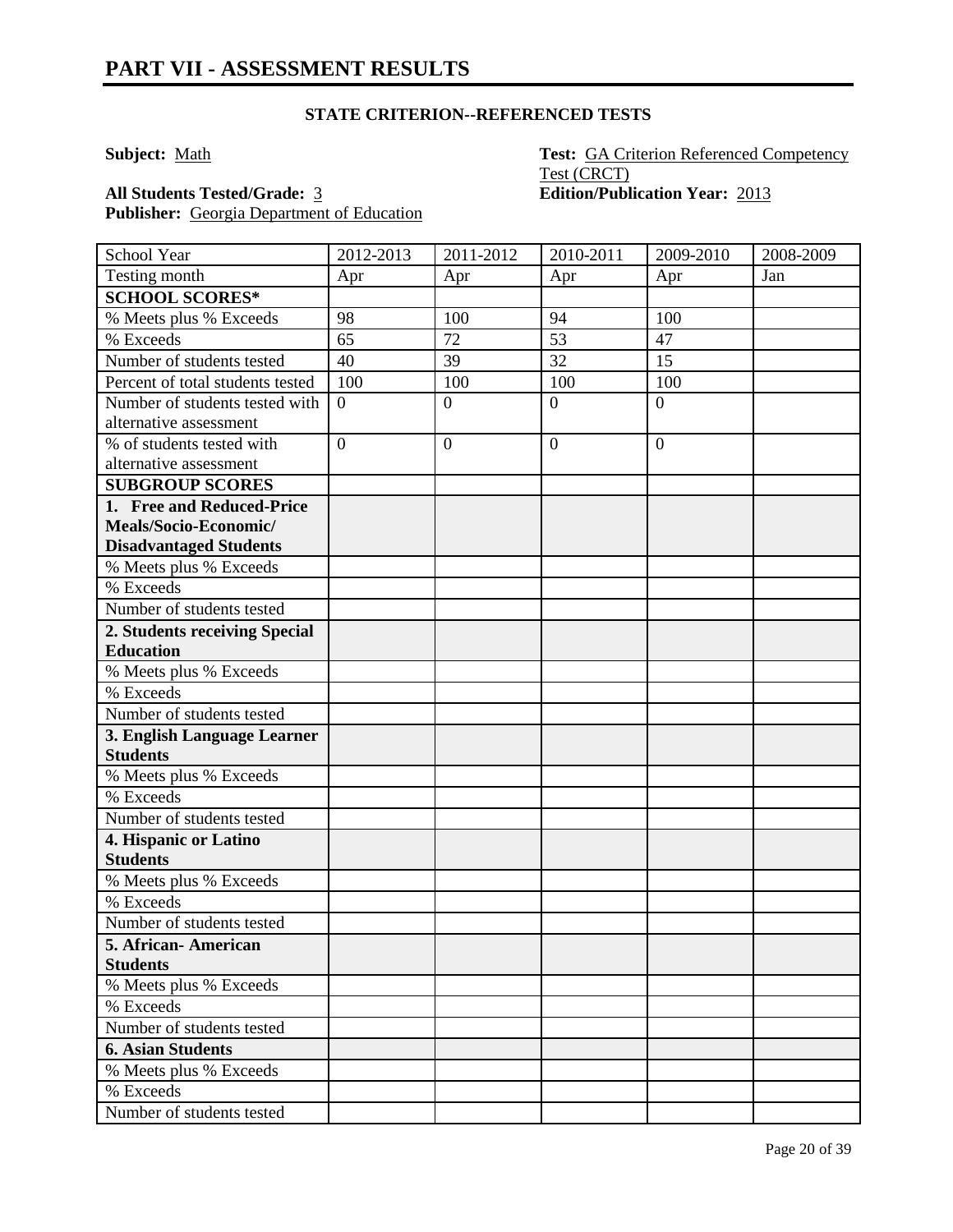# PART VII - ASSESSMENT RESULTS

### STATE CRITERION--REFERENCED TESTS

**Subject:** Math

**Test:** GA Criterion Referenced Competency Test (CRCT)

**All Students Tested/Grade:** 3

**Edition/Publication Year:** 2013

**Publisher:** Georgia Department of Education

| School Year | 2012-2013 | 2011-2012 | 2010-2011 | 2009-2010 | 2008-2009 |
|---|---|---|---|---|---|
| Testing month | Apr | Apr | Apr | Apr | Jan |
| **SCHOOL SCORES*** | | | | | |
| % Meets plus % Exceeds | 98 | 100 | 94 | 100 | |
| % Exceeds | 65 | 72 | 53 | 47 | |
| Number of students tested | 40 | 39 | 32 | 15 | |
| Percent of total students tested | 100 | 100 | 100 | 100 | |
| Number of students tested with alternative assessment | 0 | 0 | 0 | 0 | |
| % of students tested with alternative assessment | 0 | 0 | 0 | 0 | |
| **SUBGROUP SCORES** | | | | | |
| **1. Free and Reduced-Price Meals/Socio-Economic/ Disadvantaged Students** | | | | | |
| % Meets plus % Exceeds | | | | | |
| % Exceeds | | | | | |
| Number of students tested | | | | | |
| **2. Students receiving Special Education** | | | | | |
| % Meets plus % Exceeds | | | | | |
| % Exceeds | | | | | |
| Number of students tested | | | | | |
| **3. English Language Learner Students** | | | | | |
| % Meets plus % Exceeds | | | | | |
| % Exceeds | | | | | |
| Number of students tested | | | | | |
| **4. Hispanic or Latino Students** | | | | | |
| % Meets plus % Exceeds | | | | | |
| % Exceeds | | | | | |
| Number of students tested | | | | | |
| **5. African- American Students** | | | | | |
| % Meets plus % Exceeds | | | | | |
| % Exceeds | | | | | |
| Number of students tested | | | | | |
| **6. Asian Students** | | | | | |
| % Meets plus % Exceeds | | | | | |
| % Exceeds | | | | | |
| Number of students tested | | | | | |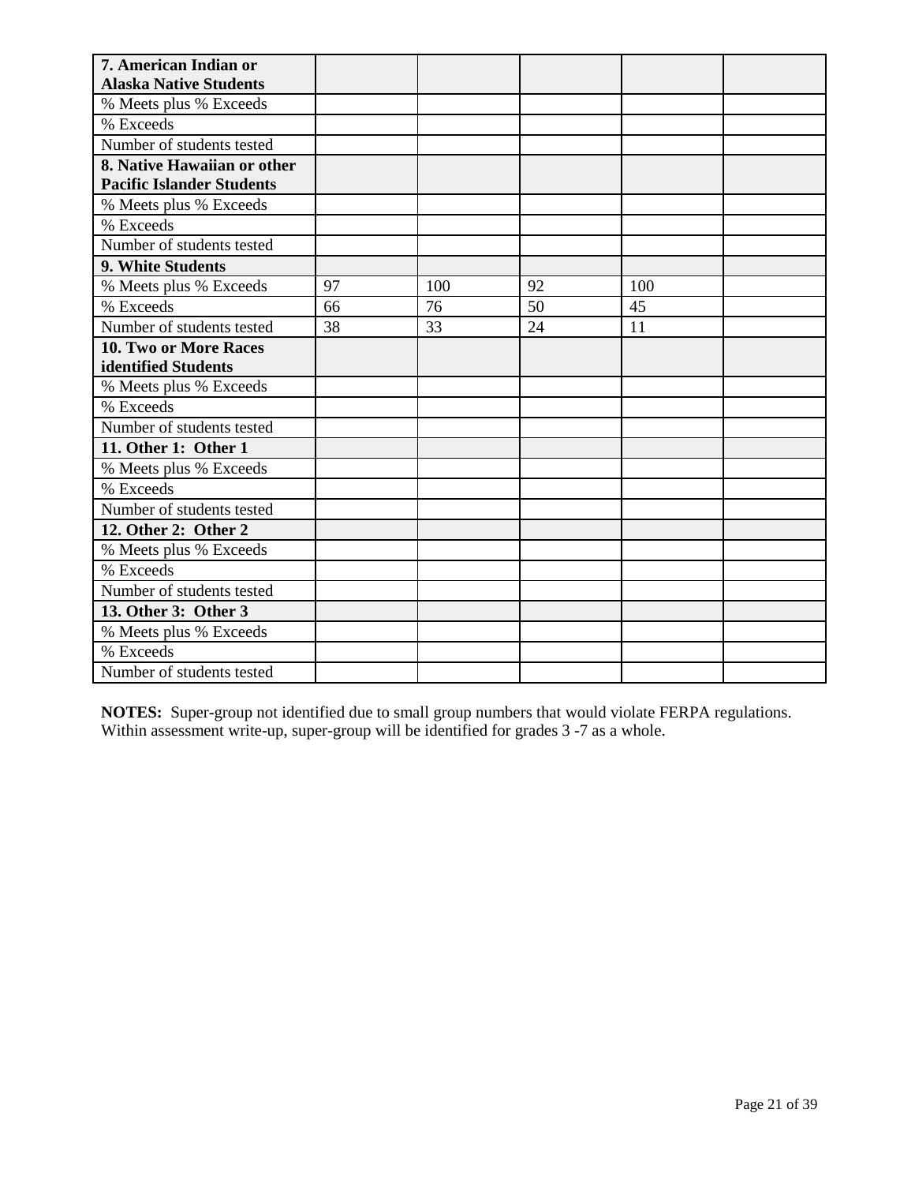| | | | | | |
|---|---|---|---|---|---|
| **7. American Indian or Alaska Native Students** | | | | | |
| % Meets plus % Exceeds | | | | | |
| % Exceeds | | | | | |
| Number of students tested | | | | | |
| **8. Native Hawaiian or other Pacific Islander Students** | | | | | |
| % Meets plus % Exceeds | | | | | |
| % Exceeds | | | | | |
| Number of students tested | | | | | |
| **9. White Students** | | | | | |
| % Meets plus % Exceeds | 97 | 100 | 92 | 100 | |
| % Exceeds | 66 | 76 | 50 | 45 | |
| Number of students tested | 38 | 33 | 24 | 11 | |
| **10. Two or More Races identified Students** | | | | | |
| % Meets plus % Exceeds | | | | | |
| % Exceeds | | | | | |
| Number of students tested | | | | | |
| **11. Other 1: Other 1** | | | | | |
| % Meets plus % Exceeds | | | | | |
| % Exceeds | | | | | |
| Number of students tested | | | | | |
| **12. Other 2: Other 2** | | | | | |
| % Meets plus % Exceeds | | | | | |
| % Exceeds | | | | | |
| Number of students tested | | | | | |
| **13. Other 3: Other 3** | | | | | |
| % Meets plus % Exceeds | | | | | |
| % Exceeds | | | | | |
| Number of students tested | | | | | |

**NOTES:** Super-group not identified due to small group numbers that would violate FERPA regulations. Within assessment write-up, super-group will be identified for grades 3 -7 as a whole.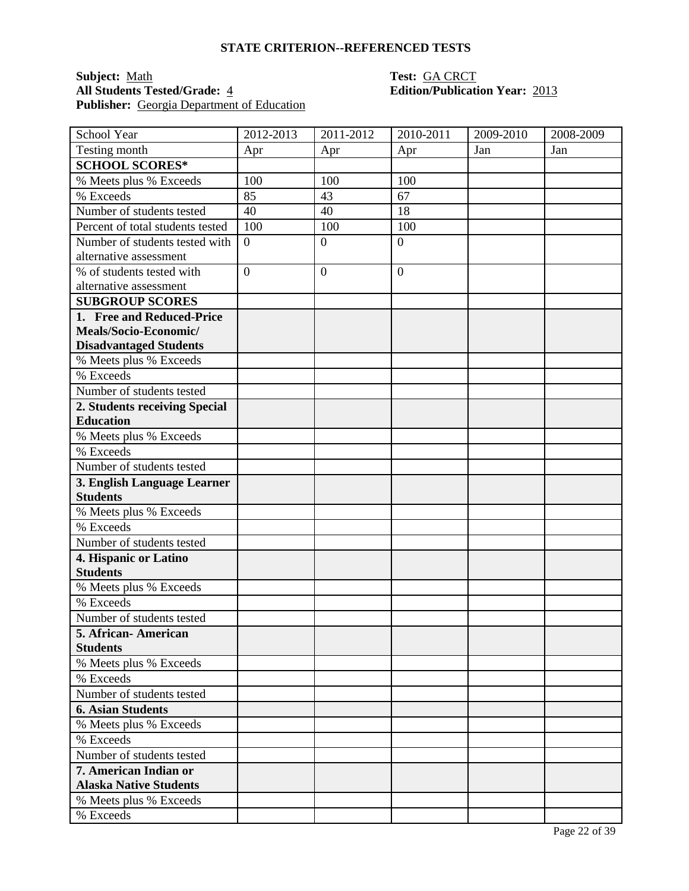**STATE CRITERION--REFERENCED TESTS**

**Subject:** Math  **Test:** GA CRCT
**All Students Tested/Grade:** 4  **Edition/Publication Year:** 2013
**Publisher:** Georgia Department of Education

| School Year | 2012-2013 | 2011-2012 | 2010-2011 | 2009-2010 | 2008-2009 |
|---|---|---|---|---|---|
| Testing month | Apr | Apr | Apr | Jan | Jan |
| **SCHOOL SCORES*** | | | | | |
| % Meets plus % Exceeds | 100 | 100 | 100 | | |
| % Exceeds | 85 | 43 | 67 | | |
| Number of students tested | 40 | 40 | 18 | | |
| Percent of total students tested | 100 | 100 | 100 | | |
| Number of students tested with alternative assessment | 0 | 0 | 0 | | |
| % of students tested with alternative assessment | 0 | 0 | 0 | | |
| **SUBGROUP SCORES** | | | | | |
| **1. Free and Reduced-Price Meals/Socio-Economic/ Disadvantaged Students** | | | | | |
| % Meets plus % Exceeds | | | | | |
| % Exceeds | | | | | |
| Number of students tested | | | | | |
| **2. Students receiving Special Education** | | | | | |
| % Meets plus % Exceeds | | | | | |
| % Exceeds | | | | | |
| Number of students tested | | | | | |
| **3. English Language Learner Students** | | | | | |
| % Meets plus % Exceeds | | | | | |
| % Exceeds | | | | | |
| Number of students tested | | | | | |
| **4. Hispanic or Latino Students** | | | | | |
| % Meets plus % Exceeds | | | | | |
| % Exceeds | | | | | |
| Number of students tested | | | | | |
| **5. African- American Students** | | | | | |
| % Meets plus % Exceeds | | | | | |
| % Exceeds | | | | | |
| Number of students tested | | | | | |
| **6. Asian Students** | | | | | |
| % Meets plus % Exceeds | | | | | |
| % Exceeds | | | | | |
| Number of students tested | | | | | |
| **7. American Indian or Alaska Native Students** | | | | | |
| % Meets plus % Exceeds | | | | | |
| % Exceeds | | | | | |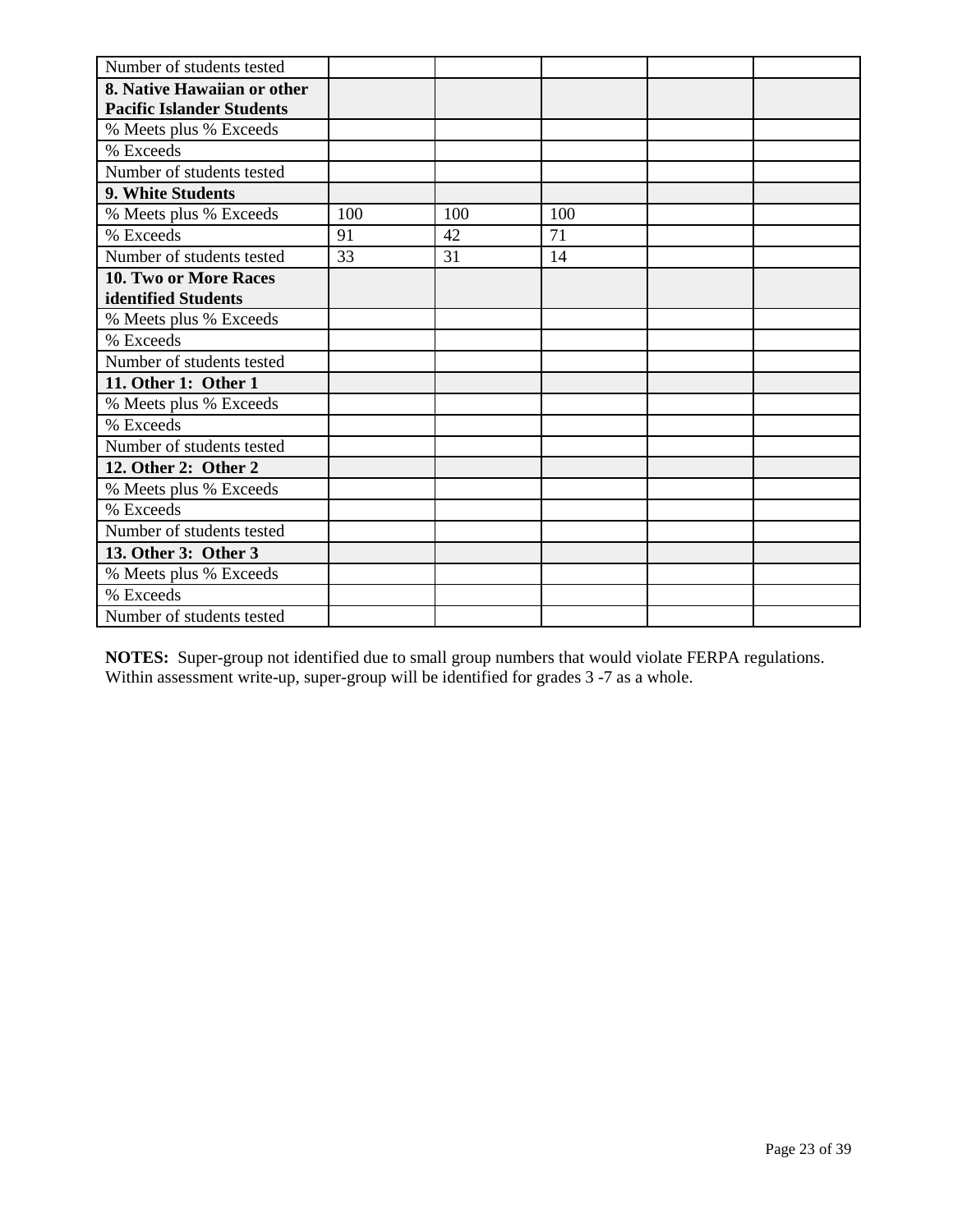| | | | | | |
|---|---|---|---|---|---|
| Number of students tested | | | | | |
| **8. Native Hawaiian or other Pacific Islander Students** | | | | | |
| % Meets plus % Exceeds | | | | | |
| % Exceeds | | | | | |
| Number of students tested | | | | | |
| **9. White Students** | | | | | |
| % Meets plus % Exceeds | 100 | 100 | 100 | | |
| % Exceeds | 91 | 42 | 71 | | |
| Number of students tested | 33 | 31 | 14 | | |
| **10. Two or More Races identified Students** | | | | | |
| % Meets plus % Exceeds | | | | | |
| % Exceeds | | | | | |
| Number of students tested | | | | | |
| **11. Other 1: Other 1** | | | | | |
| % Meets plus % Exceeds | | | | | |
| % Exceeds | | | | | |
| Number of students tested | | | | | |
| **12. Other 2: Other 2** | | | | | |
| % Meets plus % Exceeds | | | | | |
| % Exceeds | | | | | |
| Number of students tested | | | | | |
| **13. Other 3: Other 3** | | | | | |
| % Meets plus % Exceeds | | | | | |
| % Exceeds | | | | | |
| Number of students tested | | | | | |

**NOTES:** Super-group not identified due to small group numbers that would violate FERPA regulations. Within assessment write-up, super-group will be identified for grades 3 -7 as a whole.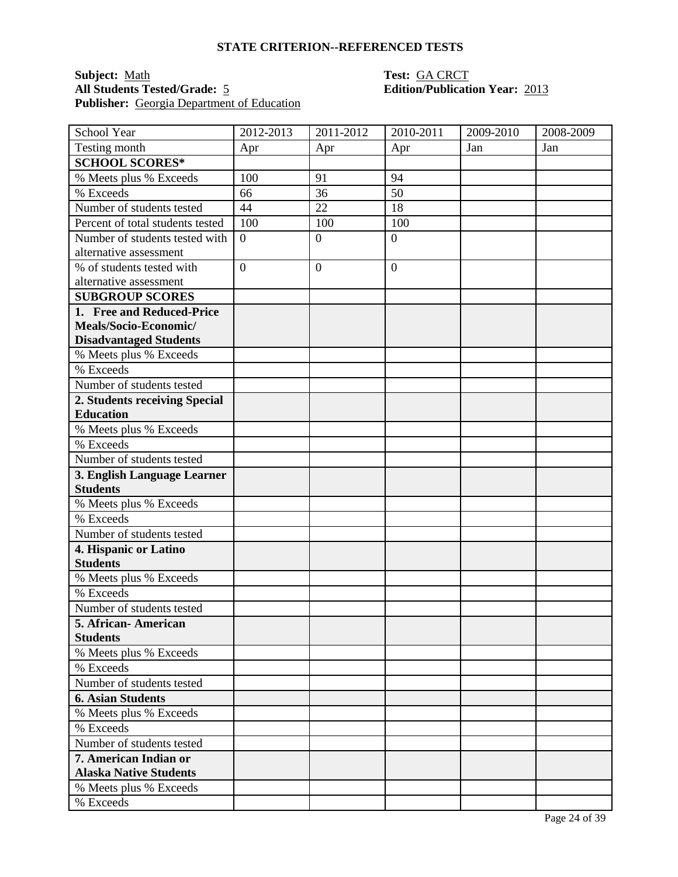## STATE CRITERION--REFERENCED TESTS

**Subject:** Math
**All Students Tested/Grade:** 5
**Publisher:** Georgia Department of Education
**Test:** GA CRCT
**Edition/Publication Year:** 2013

| School Year | 2012-2013 | 2011-2012 | 2010-2011 | 2009-2010 | 2008-2009 |
|---|---|---|---|---|---|
| Testing month | Apr | Apr | Apr | Jan | Jan |
| **SCHOOL SCORES*** | | | | | |
| % Meets plus % Exceeds | 100 | 91 | 94 | | |
| % Exceeds | 66 | 36 | 50 | | |
| Number of students tested | 44 | 22 | 18 | | |
| Percent of total students tested | 100 | 100 | 100 | | |
| Number of students tested with alternative assessment | 0 | 0 | 0 | | |
| % of students tested with alternative assessment | 0 | 0 | 0 | | |
| **SUBGROUP SCORES** | | | | | |
| **1. Free and Reduced-Price Meals/Socio-Economic/ Disadvantaged Students** | | | | | |
| % Meets plus % Exceeds | | | | | |
| % Exceeds | | | | | |
| Number of students tested | | | | | |
| **2. Students receiving Special Education** | | | | | |
| % Meets plus % Exceeds | | | | | |
| % Exceeds | | | | | |
| Number of students tested | | | | | |
| **3. English Language Learner Students** | | | | | |
| % Meets plus % Exceeds | | | | | |
| % Exceeds | | | | | |
| Number of students tested | | | | | |
| **4. Hispanic or Latino Students** | | | | | |
| % Meets plus % Exceeds | | | | | |
| % Exceeds | | | | | |
| Number of students tested | | | | | |
| **5. African- American Students** | | | | | |
| % Meets plus % Exceeds | | | | | |
| % Exceeds | | | | | |
| Number of students tested | | | | | |
| **6. Asian Students** | | | | | |
| % Meets plus % Exceeds | | | | | |
| % Exceeds | | | | | |
| Number of students tested | | | | | |
| **7. American Indian or Alaska Native Students** | | | | | |
| % Meets plus % Exceeds | | | | | |
| % Exceeds | | | | | |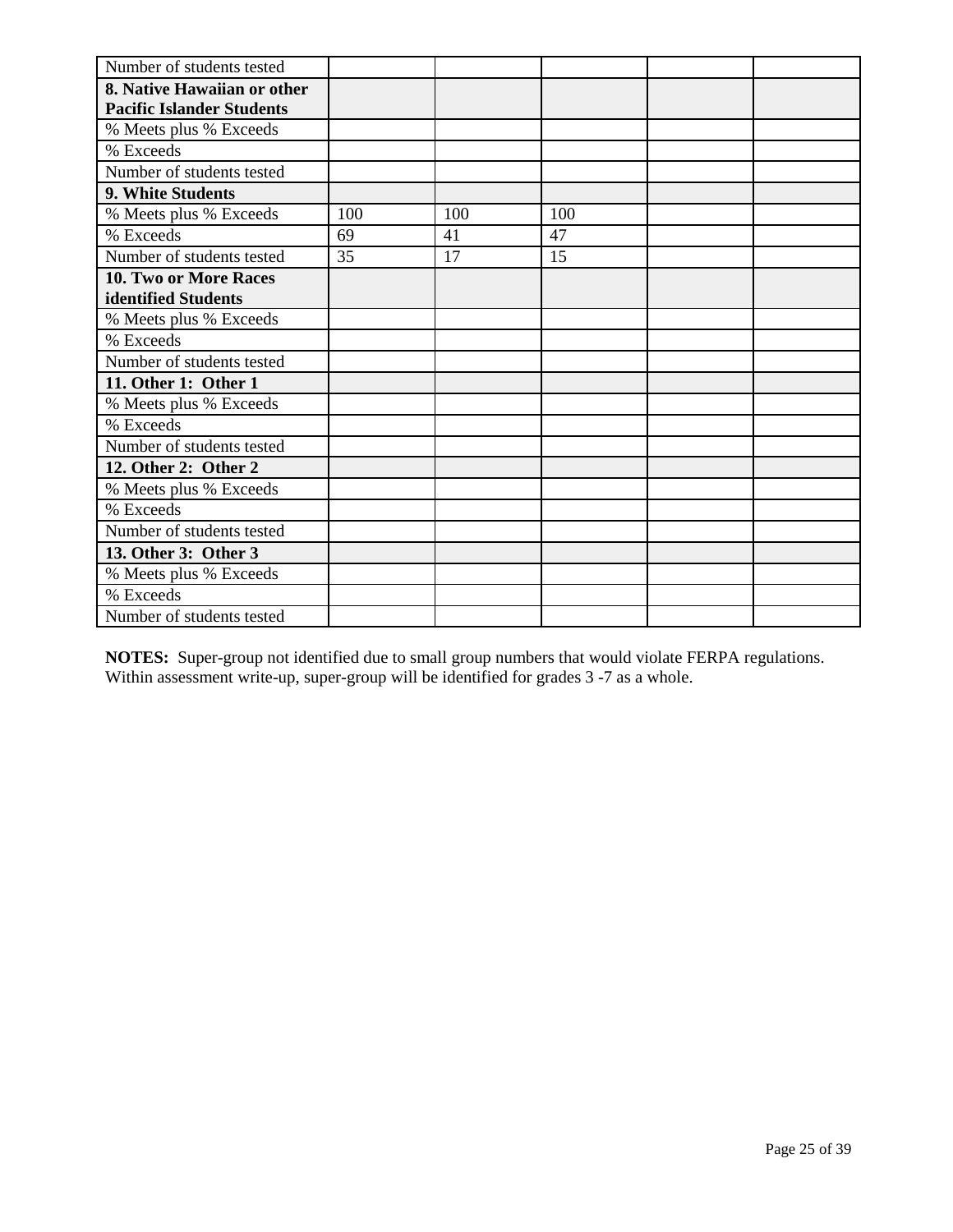| | | | | | |
|---|---|---|---|---|---|
| Number of students tested | | | | | |
| **8. Native Hawaiian or other Pacific Islander Students** | | | | | |
| % Meets plus % Exceeds | | | | | |
| % Exceeds | | | | | |
| Number of students tested | | | | | |
| **9. White Students** | | | | | |
| % Meets plus % Exceeds | 100 | 100 | 100 | | |
| % Exceeds | 69 | 41 | 47 | | |
| Number of students tested | 35 | 17 | 15 | | |
| **10. Two or More Races identified Students** | | | | | |
| % Meets plus % Exceeds | | | | | |
| % Exceeds | | | | | |
| Number of students tested | | | | | |
| **11. Other 1: Other 1** | | | | | |
| % Meets plus % Exceeds | | | | | |
| % Exceeds | | | | | |
| Number of students tested | | | | | |
| **12. Other 2: Other 2** | | | | | |
| % Meets plus % Exceeds | | | | | |
| % Exceeds | | | | | |
| Number of students tested | | | | | |
| **13. Other 3: Other 3** | | | | | |
| % Meets plus % Exceeds | | | | | |
| % Exceeds | | | | | |
| Number of students tested | | | | | |

**NOTES:** Super-group not identified due to small group numbers that would violate FERPA regulations. Within assessment write-up, super-group will be identified for grades 3 -7 as a whole.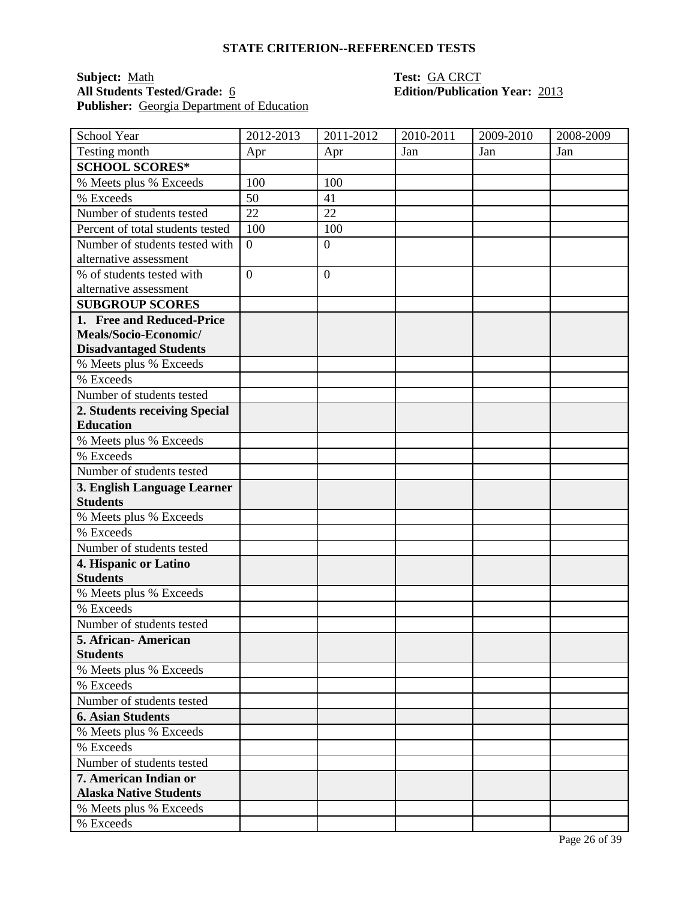**STATE CRITERION--REFERENCED TESTS**

**Subject:** Math  
**All Students Tested/Grade:** 6  
**Publisher:** Georgia Department of Education  
**Test:** GA CRCT  
**Edition/Publication Year:** 2013

| School Year | 2012-2013 | 2011-2012 | 2010-2011 | 2009-2010 | 2008-2009 |
|---|---|---|---|---|---|
| Testing month | Apr | Apr | Jan | Jan | Jan |
| **SCHOOL SCORES*** | | | | | |
| % Meets plus % Exceeds | 100 | 100 | | | |
| % Exceeds | 50 | 41 | | | |
| Number of students tested | 22 | 22 | | | |
| Percent of total students tested | 100 | 100 | | | |
| Number of students tested with alternative assessment | 0 | 0 | | | |
| % of students tested with alternative assessment | 0 | 0 | | | |
| **SUBGROUP SCORES** | | | | | |
| **1. Free and Reduced-Price Meals/Socio-Economic/ Disadvantaged Students** | | | | | |
| % Meets plus % Exceeds | | | | | |
| % Exceeds | | | | | |
| Number of students tested | | | | | |
| **2. Students receiving Special Education** | | | | | |
| % Meets plus % Exceeds | | | | | |
| % Exceeds | | | | | |
| Number of students tested | | | | | |
| **3. English Language Learner Students** | | | | | |
| % Meets plus % Exceeds | | | | | |
| % Exceeds | | | | | |
| Number of students tested | | | | | |
| **4. Hispanic or Latino Students** | | | | | |
| % Meets plus % Exceeds | | | | | |
| % Exceeds | | | | | |
| Number of students tested | | | | | |
| **5. African- American Students** | | | | | |
| % Meets plus % Exceeds | | | | | |
| % Exceeds | | | | | |
| Number of students tested | | | | | |
| **6. Asian Students** | | | | | |
| % Meets plus % Exceeds | | | | | |
| % Exceeds | | | | | |
| Number of students tested | | | | | |
| **7. American Indian or Alaska Native Students** | | | | | |
| % Meets plus % Exceeds | | | | | |
| % Exceeds | | | | | |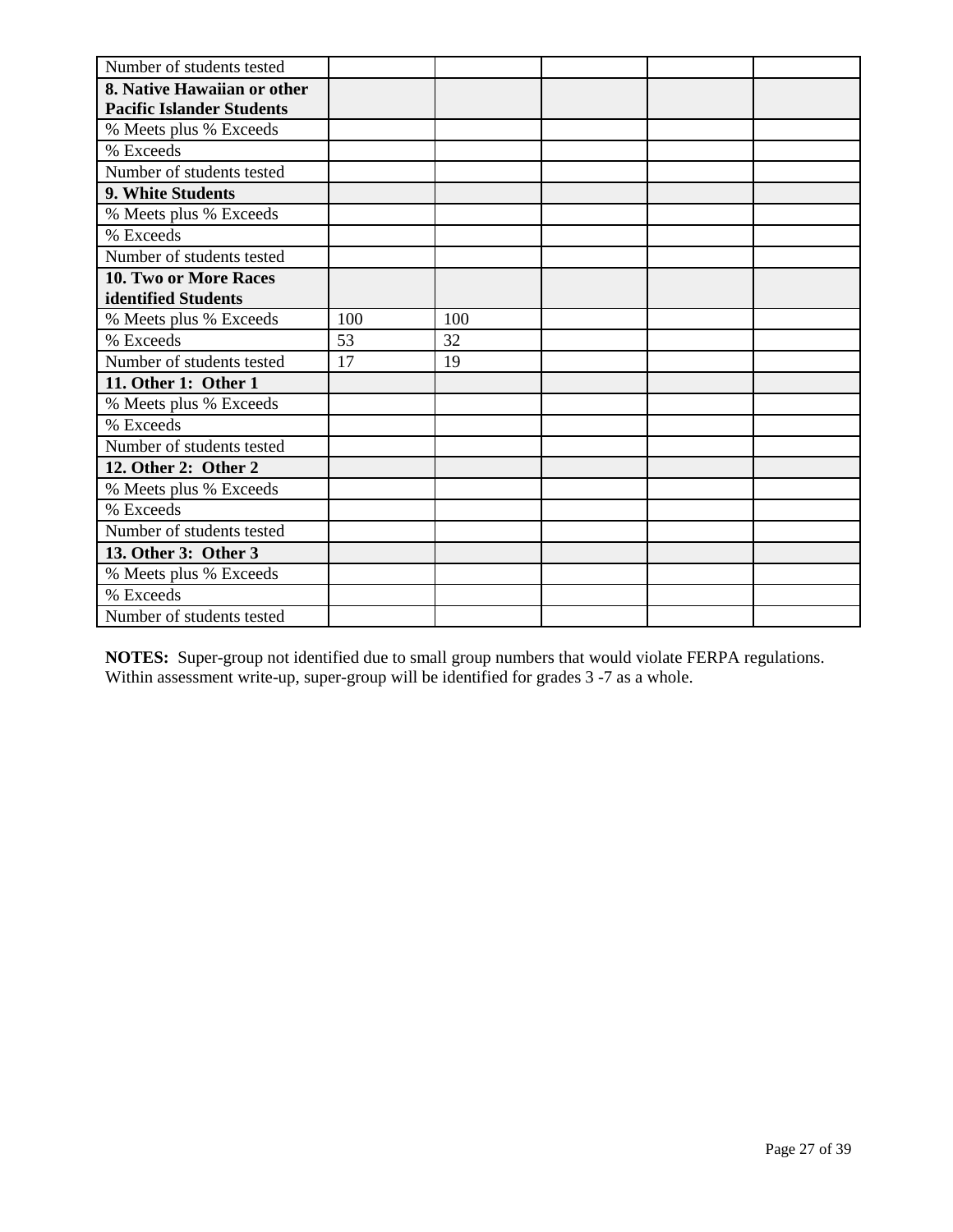| | | | | | |
|---|---|---|---|---|---|
| Number of students tested | | | | | |
| **8. Native Hawaiian or other Pacific Islander Students** | | | | | |
| % Meets plus % Exceeds | | | | | |
| % Exceeds | | | | | |
| Number of students tested | | | | | |
| **9. White Students** | | | | | |
| % Meets plus % Exceeds | | | | | |
| % Exceeds | | | | | |
| Number of students tested | | | | | |
| **10. Two or More Races identified Students** | | | | | |
| % Meets plus % Exceeds | 100 | 100 | | | |
| % Exceeds | 53 | 32 | | | |
| Number of students tested | 17 | 19 | | | |
| **11. Other 1: Other 1** | | | | | |
| % Meets plus % Exceeds | | | | | |
| % Exceeds | | | | | |
| Number of students tested | | | | | |
| **12. Other 2: Other 2** | | | | | |
| % Meets plus % Exceeds | | | | | |
| % Exceeds | | | | | |
| Number of students tested | | | | | |
| **13. Other 3: Other 3** | | | | | |
| % Meets plus % Exceeds | | | | | |
| % Exceeds | | | | | |
| Number of students tested | | | | | |

**NOTES:** Super-group not identified due to small group numbers that would violate FERPA regulations. Within assessment write-up, super-group will be identified for grades 3 -7 as a whole.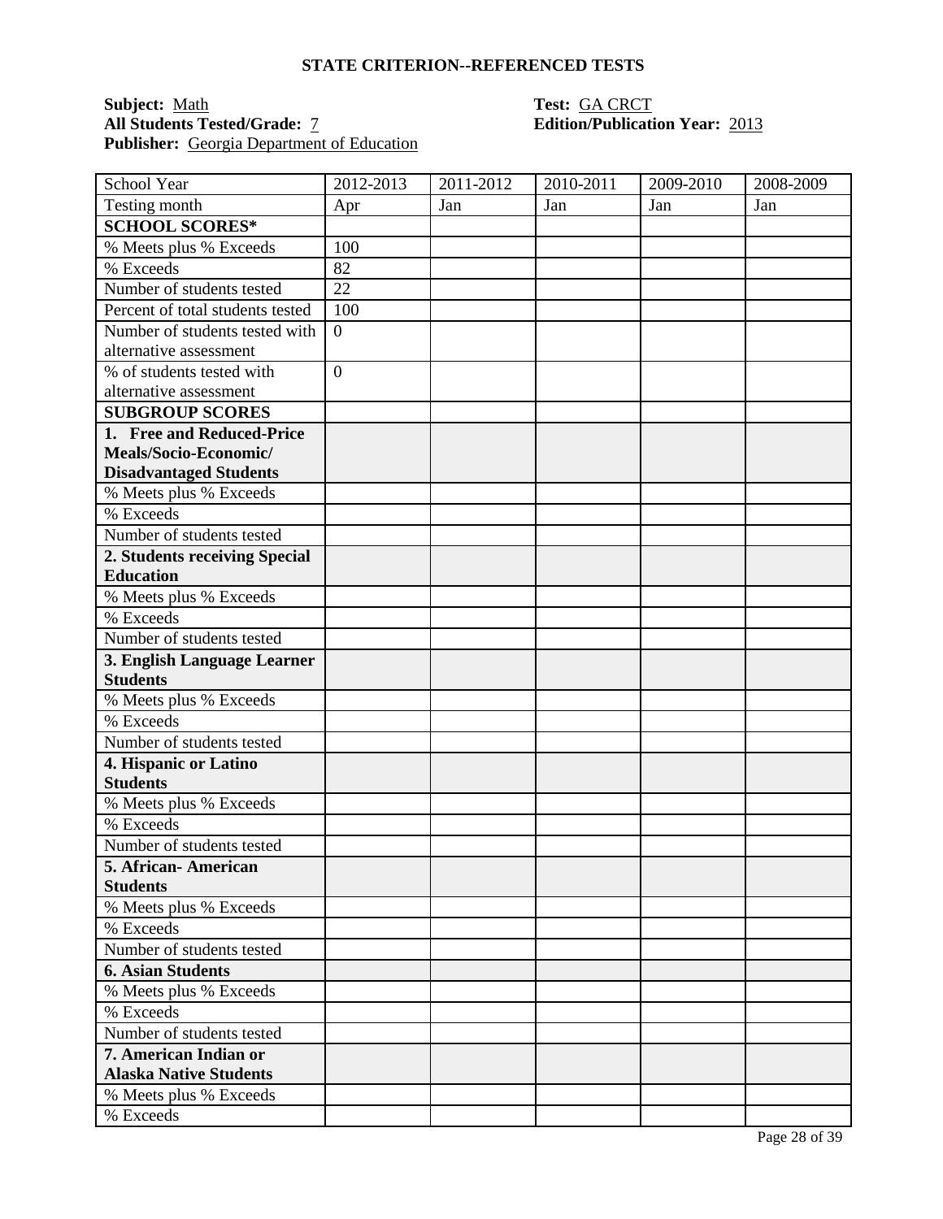## STATE CRITERION--REFERENCED TESTS

**Subject:** Math
**All Students Tested/Grade:** 7
**Publisher:** Georgia Department of Education

**Test:** GA CRCT
**Edition/Publication Year:** 2013

| School Year | 2012-2013 | 2011-2012 | 2010-2011 | 2009-2010 | 2008-2009 |
|---|---|---|---|---|---|
| Testing month | Apr | Jan | Jan | Jan | Jan |
| **SCHOOL SCORES*** | | | | | |
| % Meets plus % Exceeds | 100 | | | | |
| % Exceeds | 82 | | | | |
| Number of students tested | 22 | | | | |
| Percent of total students tested | 100 | | | | |
| Number of students tested with alternative assessment | 0 | | | | |
| % of students tested with alternative assessment | 0 | | | | |
| **SUBGROUP SCORES** | | | | | |
| **1. Free and Reduced-Price Meals/Socio-Economic/ Disadvantaged Students** | | | | | |
| % Meets plus % Exceeds | | | | | |
| % Exceeds | | | | | |
| Number of students tested | | | | | |
| **2. Students receiving Special Education** | | | | | |
| % Meets plus % Exceeds | | | | | |
| % Exceeds | | | | | |
| Number of students tested | | | | | |
| **3. English Language Learner Students** | | | | | |
| % Meets plus % Exceeds | | | | | |
| % Exceeds | | | | | |
| Number of students tested | | | | | |
| **4. Hispanic or Latino Students** | | | | | |
| % Meets plus % Exceeds | | | | | |
| % Exceeds | | | | | |
| Number of students tested | | | | | |
| **5. African- American Students** | | | | | |
| % Meets plus % Exceeds | | | | | |
| % Exceeds | | | | | |
| Number of students tested | | | | | |
| **6. Asian Students** | | | | | |
| % Meets plus % Exceeds | | | | | |
| % Exceeds | | | | | |
| Number of students tested | | | | | |
| **7. American Indian or Alaska Native Students** | | | | | |
| % Meets plus % Exceeds | | | | | |
| % Exceeds | | | | | |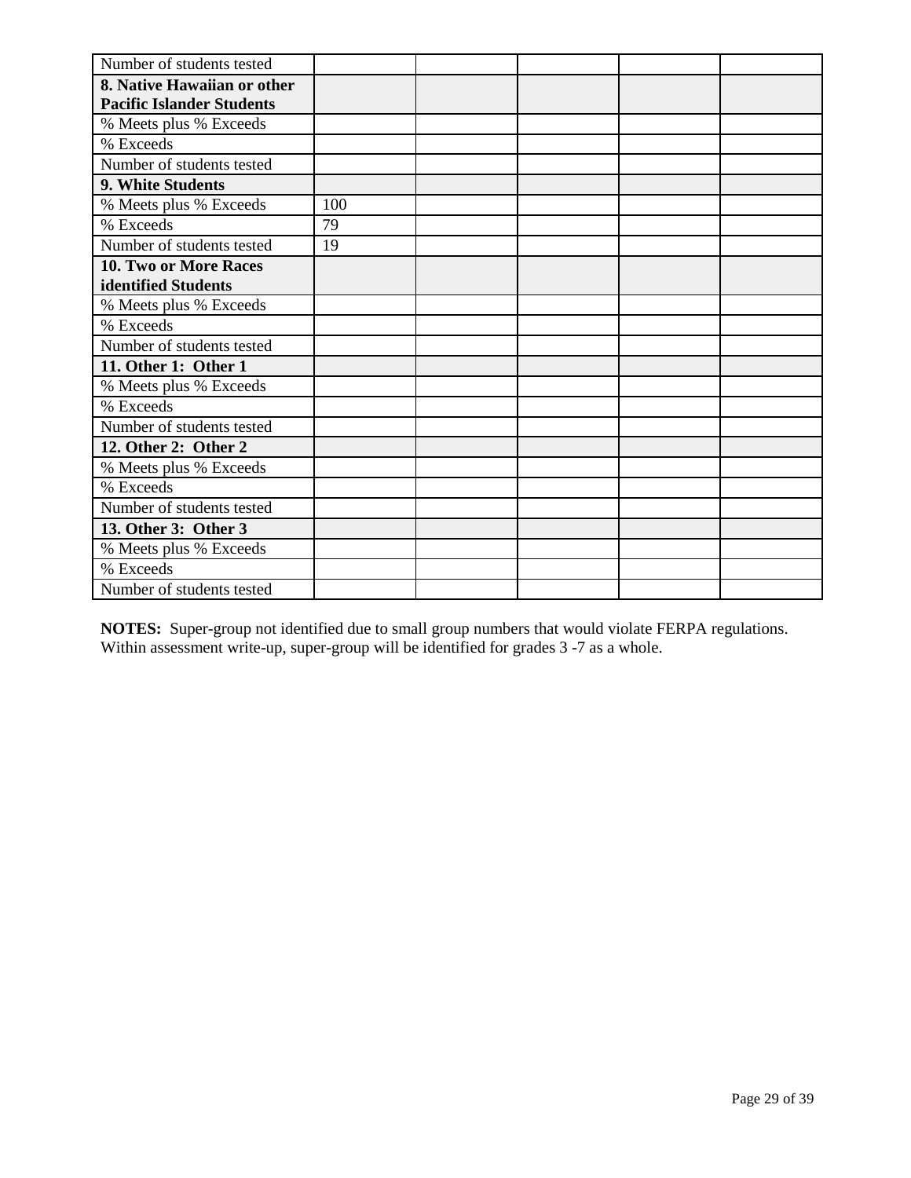| | | | | | |
|---|---|---|---|---|---|
| Number of students tested | | | | | |
| **8. Native Hawaiian or other Pacific Islander Students** | | | | | |
| % Meets plus % Exceeds | | | | | |
| % Exceeds | | | | | |
| Number of students tested | | | | | |
| **9. White Students** | | | | | |
| % Meets plus % Exceeds | 100 | | | | |
| % Exceeds | 79 | | | | |
| Number of students tested | 19 | | | | |
| **10. Two or More Races identified Students** | | | | | |
| % Meets plus % Exceeds | | | | | |
| % Exceeds | | | | | |
| Number of students tested | | | | | |
| **11. Other 1: Other 1** | | | | | |
| % Meets plus % Exceeds | | | | | |
| % Exceeds | | | | | |
| Number of students tested | | | | | |
| **12. Other 2: Other 2** | | | | | |
| % Meets plus % Exceeds | | | | | |
| % Exceeds | | | | | |
| Number of students tested | | | | | |
| **13. Other 3: Other 3** | | | | | |
| % Meets plus % Exceeds | | | | | |
| % Exceeds | | | | | |
| Number of students tested | | | | | |

**NOTES:** Super-group not identified due to small group numbers that would violate FERPA regulations. Within assessment write-up, super-group will be identified for grades 3 -7 as a whole.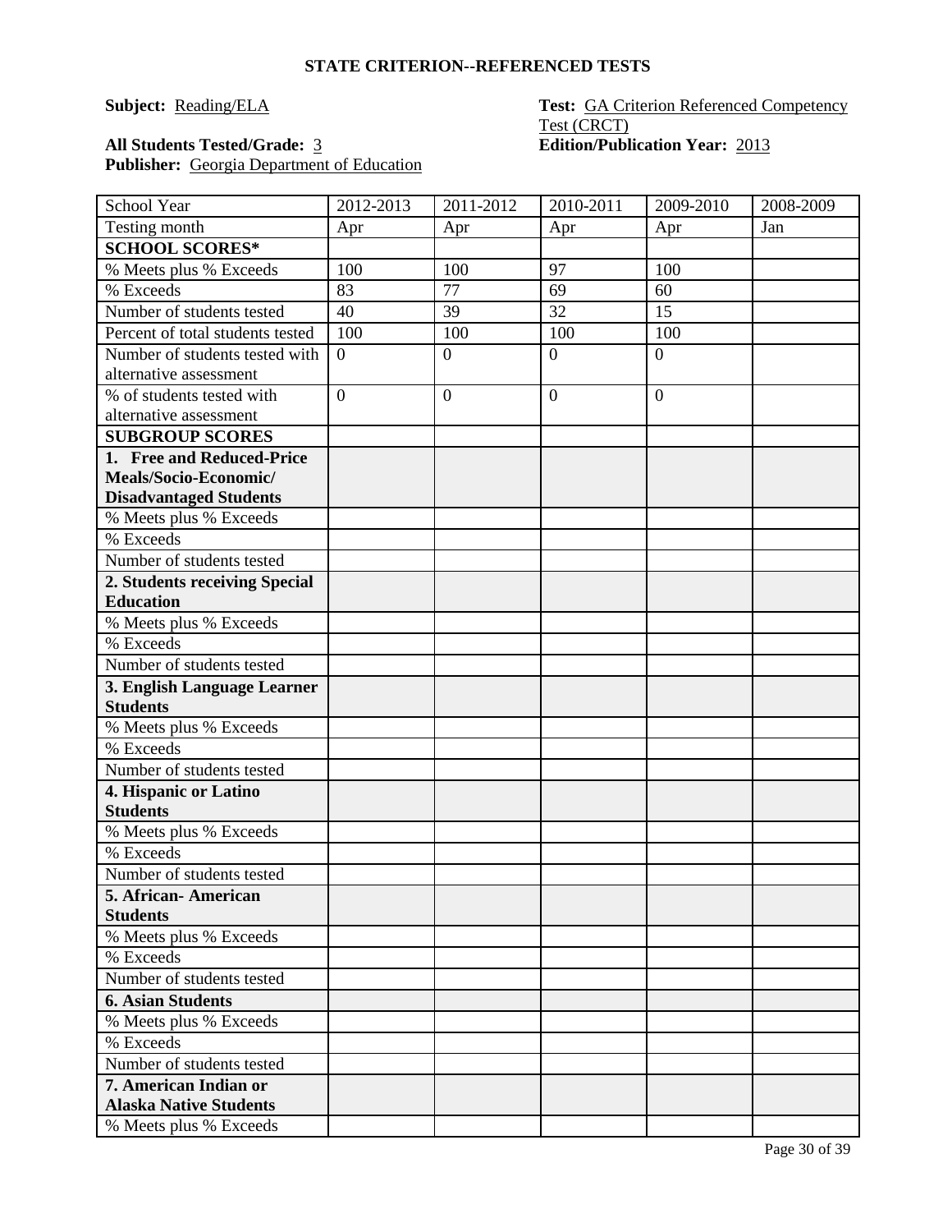## STATE CRITERION--REFERENCED TESTS

**Subject:** Reading/ELA

**Test:** GA Criterion Referenced Competency Test (CRCT)

**All Students Tested/Grade:** 3

**Edition/Publication Year:** 2013

**Publisher:** Georgia Department of Education

| School Year | 2012-2013 | 2011-2012 | 2010-2011 | 2009-2010 | 2008-2009 |
|---|---|---|---|---|---|
| Testing month | Apr | Apr | Apr | Apr | Jan |
| **SCHOOL SCORES*** | | | | | |
| % Meets plus % Exceeds | 100 | 100 | 97 | 100 | |
| % Exceeds | 83 | 77 | 69 | 60 | |
| Number of students tested | 40 | 39 | 32 | 15 | |
| Percent of total students tested | 100 | 100 | 100 | 100 | |
| Number of students tested with alternative assessment | 0 | 0 | 0 | 0 | |
| % of students tested with alternative assessment | 0 | 0 | 0 | 0 | |
| **SUBGROUP SCORES** | | | | | |
| **1. Free and Reduced-Price Meals/Socio-Economic/ Disadvantaged Students** | | | | | |
| % Meets plus % Exceeds | | | | | |
| % Exceeds | | | | | |
| Number of students tested | | | | | |
| **2. Students receiving Special Education** | | | | | |
| % Meets plus % Exceeds | | | | | |
| % Exceeds | | | | | |
| Number of students tested | | | | | |
| **3. English Language Learner Students** | | | | | |
| % Meets plus % Exceeds | | | | | |
| % Exceeds | | | | | |
| Number of students tested | | | | | |
| **4. Hispanic or Latino Students** | | | | | |
| % Meets plus % Exceeds | | | | | |
| % Exceeds | | | | | |
| Number of students tested | | | | | |
| **5. African- American Students** | | | | | |
| % Meets plus % Exceeds | | | | | |
| % Exceeds | | | | | |
| Number of students tested | | | | | |
| **6. Asian Students** | | | | | |
| % Meets plus % Exceeds | | | | | |
| % Exceeds | | | | | |
| Number of students tested | | | | | |
| **7. American Indian or Alaska Native Students** | | | | | |
| % Meets plus % Exceeds | | | | | |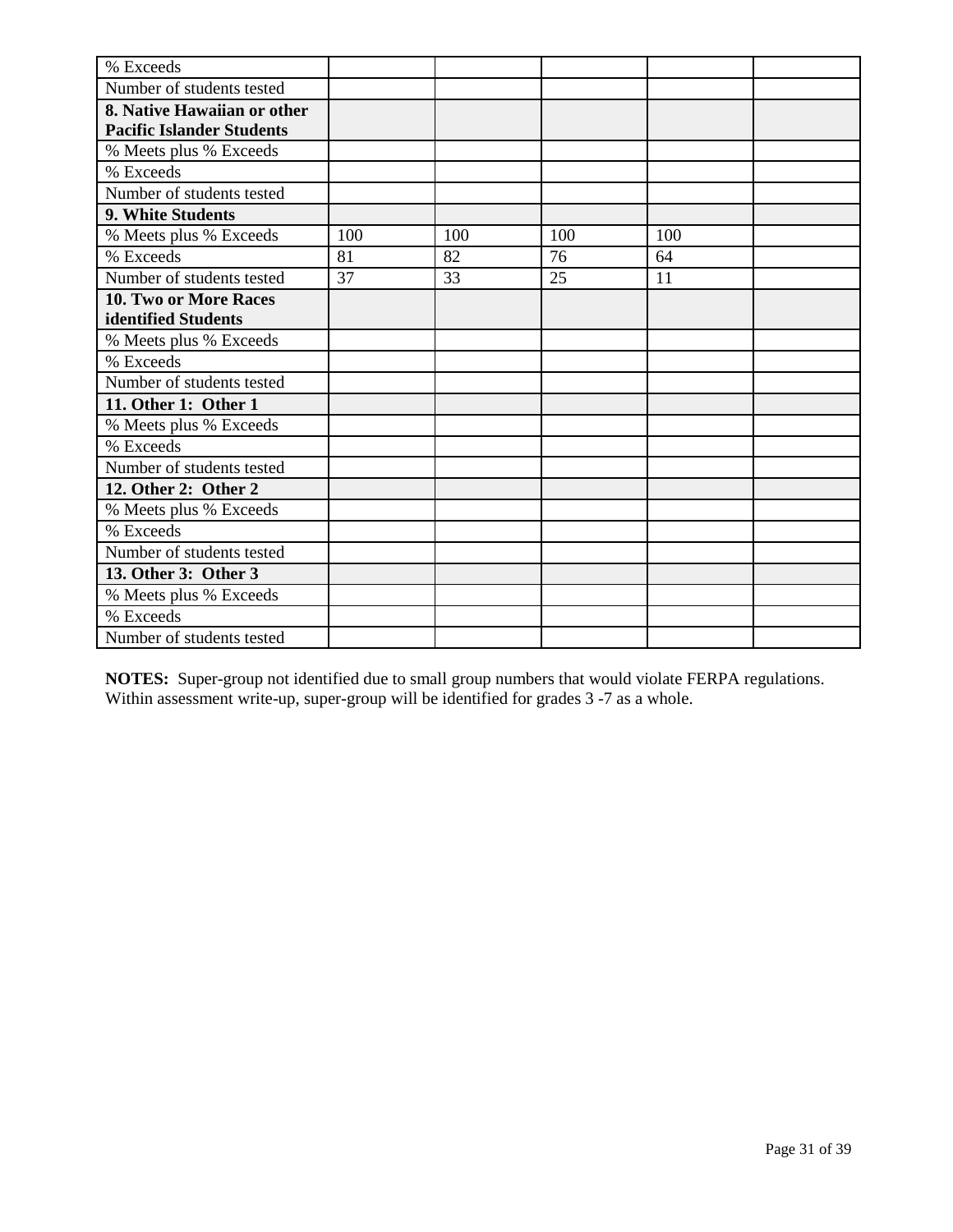| | | | | | |
|---|---|---|---|---|---|
| % Exceeds | | | | | |
| Number of students tested | | | | | |
| **8. Native Hawaiian or other Pacific Islander Students** | | | | | |
| % Meets plus % Exceeds | | | | | |
| % Exceeds | | | | | |
| Number of students tested | | | | | |
| **9. White Students** | | | | | |
| % Meets plus % Exceeds | 100 | 100 | 100 | 100 | |
| % Exceeds | 81 | 82 | 76 | 64 | |
| Number of students tested | 37 | 33 | 25 | 11 | |
| **10. Two or More Races identified Students** | | | | | |
| % Meets plus % Exceeds | | | | | |
| % Exceeds | | | | | |
| Number of students tested | | | | | |
| **11. Other 1: Other 1** | | | | | |
| % Meets plus % Exceeds | | | | | |
| % Exceeds | | | | | |
| Number of students tested | | | | | |
| **12. Other 2: Other 2** | | | | | |
| % Meets plus % Exceeds | | | | | |
| % Exceeds | | | | | |
| Number of students tested | | | | | |
| **13. Other 3: Other 3** | | | | | |
| % Meets plus % Exceeds | | | | | |
| % Exceeds | | | | | |
| Number of students tested | | | | | |

**NOTES:** Super-group not identified due to small group numbers that would violate FERPA regulations. Within assessment write-up, super-group will be identified for grades 3 -7 as a whole.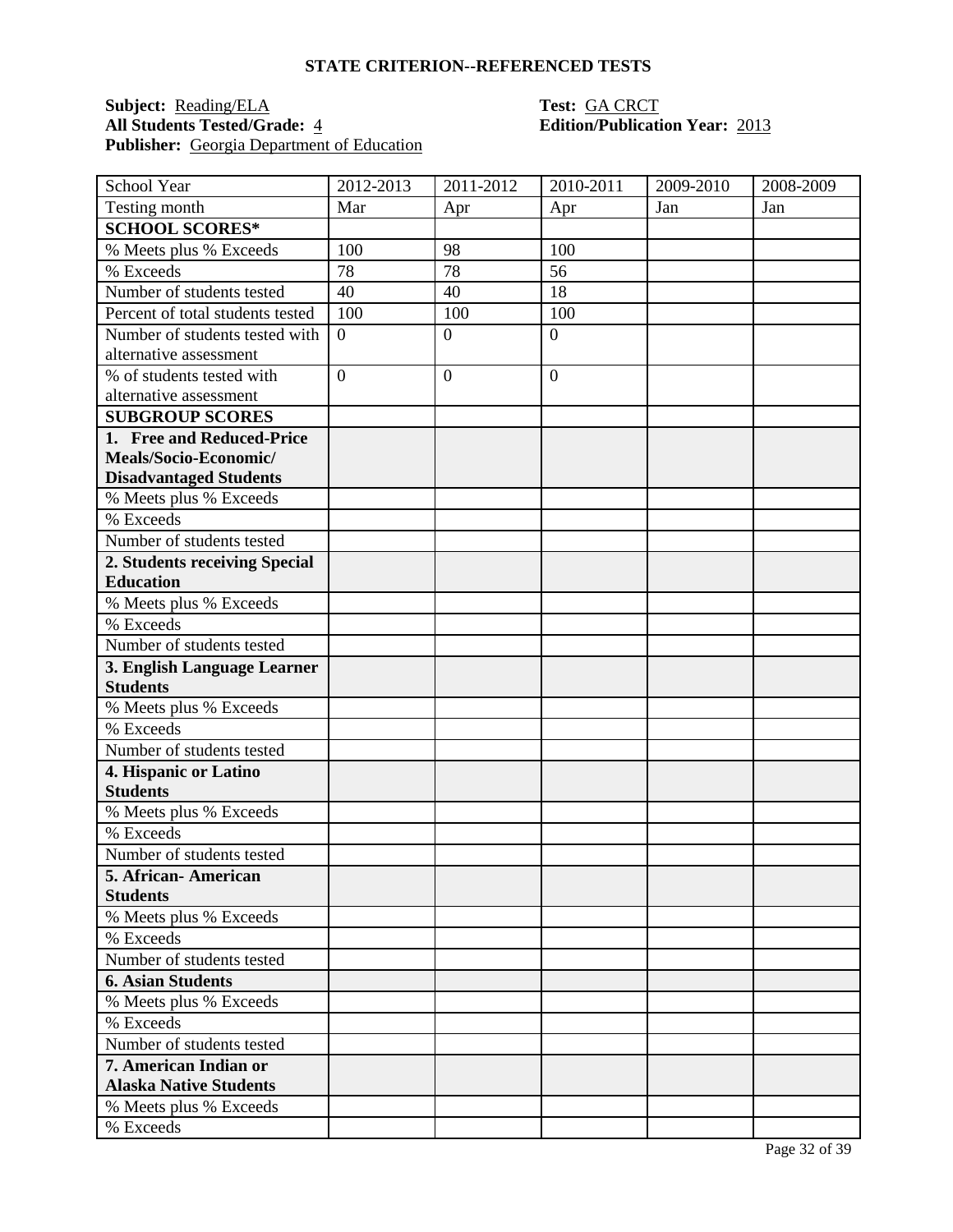## STATE CRITERION--REFERENCED TESTS

**Subject:** Reading/ELA
**Test:** GA CRCT
**All Students Tested/Grade:** 4
**Edition/Publication Year:** 2013
**Publisher:** Georgia Department of Education

| School Year | 2012-2013 | 2011-2012 | 2010-2011 | 2009-2010 | 2008-2009 |
|---|---|---|---|---|---|
| Testing month | Mar | Apr | Apr | Jan | Jan |
| **SCHOOL SCORES*** | | | | | |
| % Meets plus % Exceeds | 100 | 98 | 100 | | |
| % Exceeds | 78 | 78 | 56 | | |
| Number of students tested | 40 | 40 | 18 | | |
| Percent of total students tested | 100 | 100 | 100 | | |
| Number of students tested with alternative assessment | 0 | 0 | 0 | | |
| % of students tested with alternative assessment | 0 | 0 | 0 | | |
| **SUBGROUP SCORES** | | | | | |
| **1. Free and Reduced-Price Meals/Socio-Economic/ Disadvantaged Students** | | | | | |
| % Meets plus % Exceeds | | | | | |
| % Exceeds | | | | | |
| Number of students tested | | | | | |
| **2. Students receiving Special Education** | | | | | |
| % Meets plus % Exceeds | | | | | |
| % Exceeds | | | | | |
| Number of students tested | | | | | |
| **3. English Language Learner Students** | | | | | |
| % Meets plus % Exceeds | | | | | |
| % Exceeds | | | | | |
| Number of students tested | | | | | |
| **4. Hispanic or Latino Students** | | | | | |
| % Meets plus % Exceeds | | | | | |
| % Exceeds | | | | | |
| Number of students tested | | | | | |
| **5. African- American Students** | | | | | |
| % Meets plus % Exceeds | | | | | |
| % Exceeds | | | | | |
| Number of students tested | | | | | |
| **6. Asian Students** | | | | | |
| % Meets plus % Exceeds | | | | | |
| % Exceeds | | | | | |
| Number of students tested | | | | | |
| **7. American Indian or Alaska Native Students** | | | | | |
| % Meets plus % Exceeds | | | | | |
| % Exceeds | | | | | |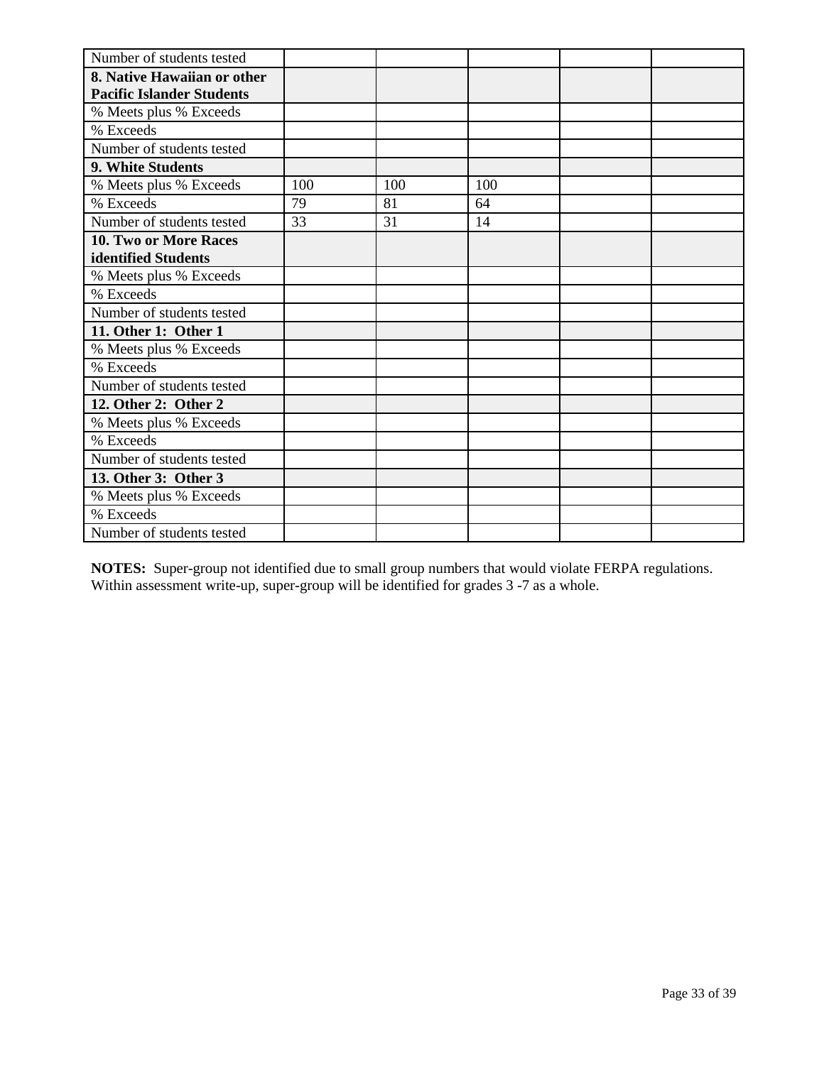| | | | | | |
|---|---|---|---|---|---|
| Number of students tested | | | | | |
| **8. Native Hawaiian or other Pacific Islander Students** | | | | | |
| % Meets plus % Exceeds | | | | | |
| % Exceeds | | | | | |
| Number of students tested | | | | | |
| **9. White Students** | | | | | |
| % Meets plus % Exceeds | 100 | 100 | 100 | | |
| % Exceeds | 79 | 81 | 64 | | |
| Number of students tested | 33 | 31 | 14 | | |
| **10. Two or More Races identified Students** | | | | | |
| % Meets plus % Exceeds | | | | | |
| % Exceeds | | | | | |
| Number of students tested | | | | | |
| **11. Other 1: Other 1** | | | | | |
| % Meets plus % Exceeds | | | | | |
| % Exceeds | | | | | |
| Number of students tested | | | | | |
| **12. Other 2: Other 2** | | | | | |
| % Meets plus % Exceeds | | | | | |
| % Exceeds | | | | | |
| Number of students tested | | | | | |
| **13. Other 3: Other 3** | | | | | |
| % Meets plus % Exceeds | | | | | |
| % Exceeds | | | | | |
| Number of students tested | | | | | |

**NOTES:** Super-group not identified due to small group numbers that would violate FERPA regulations. Within assessment write-up, super-group will be identified for grades 3 -7 as a whole.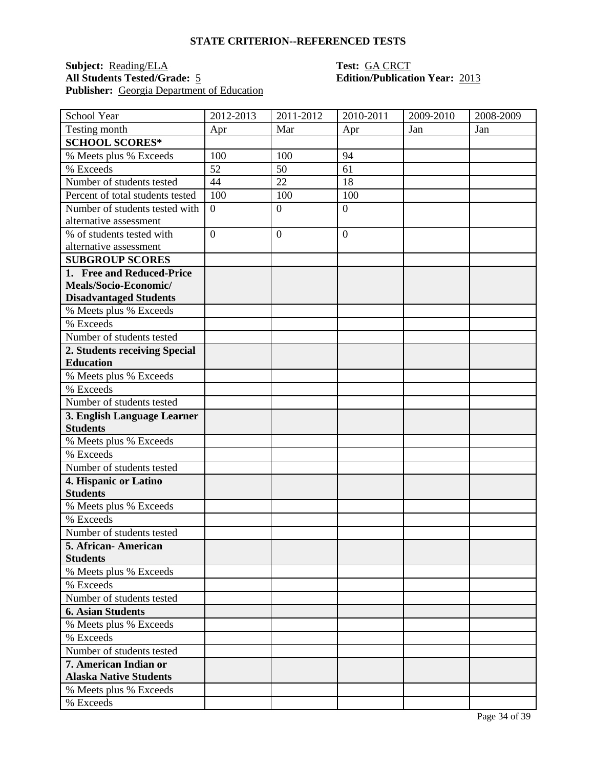**STATE CRITERION--REFERENCED TESTS**

**Subject:** Reading/ELA
**All Students Tested/Grade:** 5
**Publisher:** Georgia Department of Education

**Test:** GA CRCT
**Edition/Publication Year:** 2013

| School Year | 2012-2013 | 2011-2012 | 2010-2011 | 2009-2010 | 2008-2009 |
|---|---|---|---|---|---|
| Testing month | Apr | Mar | Apr | Jan | Jan |
| **SCHOOL SCORES*** | | | | | |
| % Meets plus % Exceeds | 100 | 100 | 94 | | |
| % Exceeds | 52 | 50 | 61 | | |
| Number of students tested | 44 | 22 | 18 | | |
| Percent of total students tested | 100 | 100 | 100 | | |
| Number of students tested with alternative assessment | 0 | 0 | 0 | | |
| % of students tested with alternative assessment | 0 | 0 | 0 | | |
| **SUBGROUP SCORES** | | | | | |
| **1. Free and Reduced-Price Meals/Socio-Economic/ Disadvantaged Students** | | | | | |
| % Meets plus % Exceeds | | | | | |
| % Exceeds | | | | | |
| Number of students tested | | | | | |
| **2. Students receiving Special Education** | | | | | |
| % Meets plus % Exceeds | | | | | |
| % Exceeds | | | | | |
| Number of students tested | | | | | |
| **3. English Language Learner Students** | | | | | |
| % Meets plus % Exceeds | | | | | |
| % Exceeds | | | | | |
| Number of students tested | | | | | |
| **4. Hispanic or Latino Students** | | | | | |
| % Meets plus % Exceeds | | | | | |
| % Exceeds | | | | | |
| Number of students tested | | | | | |
| **5. African- American Students** | | | | | |
| % Meets plus % Exceeds | | | | | |
| % Exceeds | | | | | |
| Number of students tested | | | | | |
| **6. Asian Students** | | | | | |
| % Meets plus % Exceeds | | | | | |
| % Exceeds | | | | | |
| Number of students tested | | | | | |
| **7. American Indian or Alaska Native Students** | | | | | |
| % Meets plus % Exceeds | | | | | |
| % Exceeds | | | | | |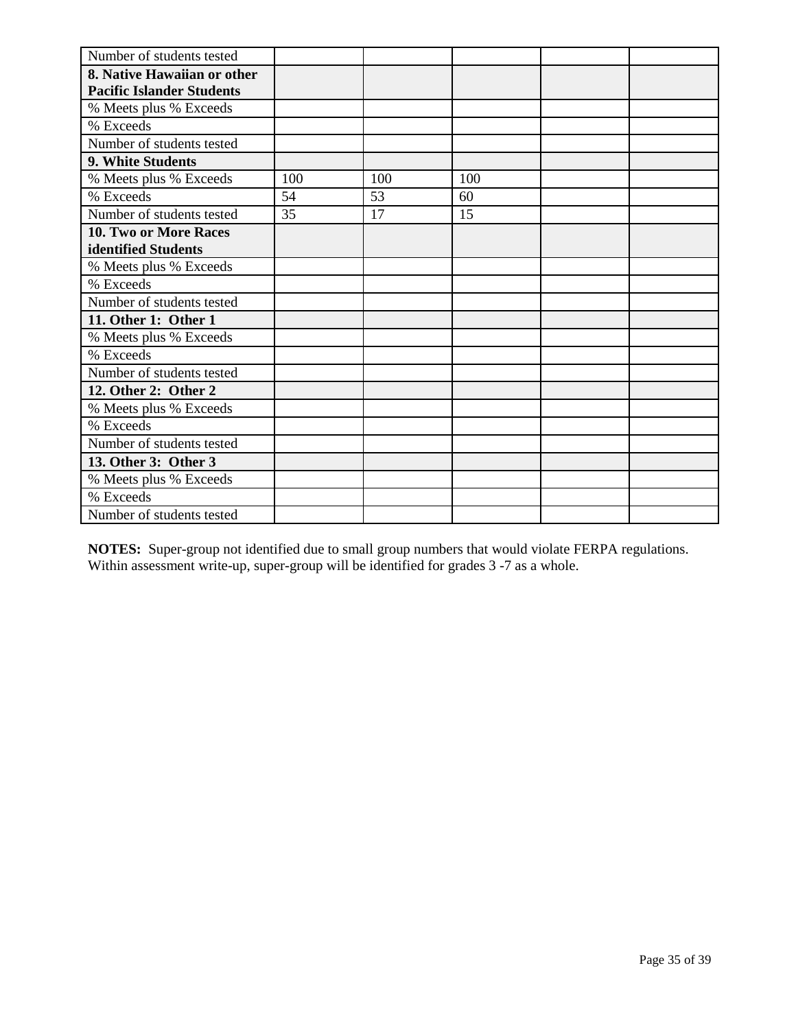| Number of students tested | | | | | |
|---|---|---|---|---|---|
| **8. Native Hawaiian or other Pacific Islander Students** | | | | | |
| % Meets plus % Exceeds | | | | | |
| % Exceeds | | | | | |
| Number of students tested | | | | | |
| **9. White Students** | | | | | |
| % Meets plus % Exceeds | 100 | 100 | 100 | | |
| % Exceeds | 54 | 53 | 60 | | |
| Number of students tested | 35 | 17 | 15 | | |
| **10. Two or More Races identified Students** | | | | | |
| % Meets plus % Exceeds | | | | | |
| % Exceeds | | | | | |
| Number of students tested | | | | | |
| **11. Other 1: Other 1** | | | | | |
| % Meets plus % Exceeds | | | | | |
| % Exceeds | | | | | |
| Number of students tested | | | | | |
| **12. Other 2: Other 2** | | | | | |
| % Meets plus % Exceeds | | | | | |
| % Exceeds | | | | | |
| Number of students tested | | | | | |
| **13. Other 3: Other 3** | | | | | |
| % Meets plus % Exceeds | | | | | |
| % Exceeds | | | | | |
| Number of students tested | | | | | |

**NOTES:** Super-group not identified due to small group numbers that would violate FERPA regulations. Within assessment write-up, super-group will be identified for grades 3 -7 as a whole.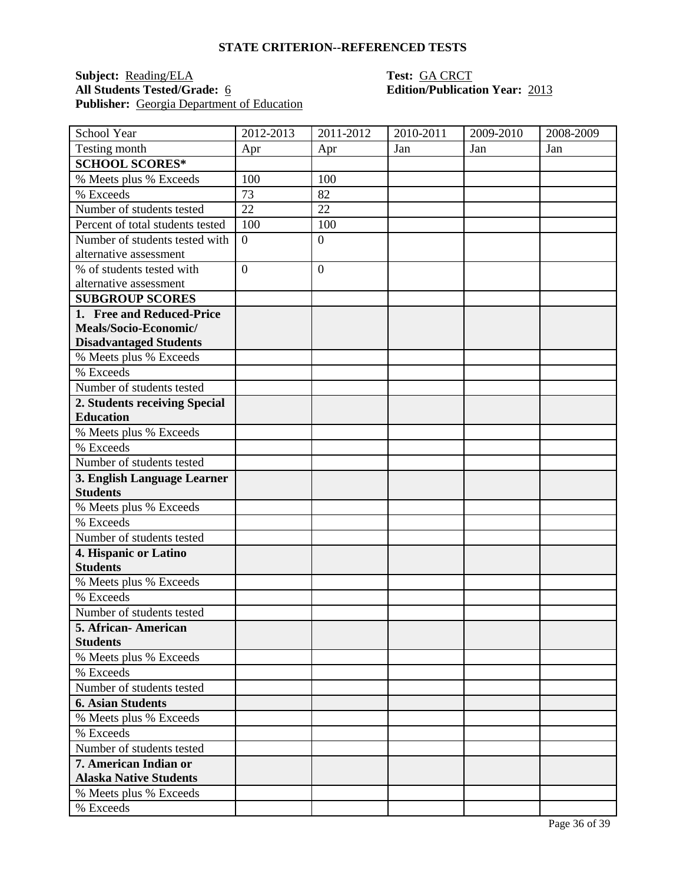## STATE CRITERION--REFERENCED TESTS

**Subject:** Reading/ELA
**All Students Tested/Grade:** 6
**Publisher:** Georgia Department of Education

**Test:** GA CRCT
**Edition/Publication Year:** 2013

| School Year | 2012-2013 | 2011-2012 | 2010-2011 | 2009-2010 | 2008-2009 |
|---|---|---|---|---|---|
| Testing month | Apr | Apr | Jan | Jan | Jan |
| **SCHOOL SCORES*** | | | | | |
| % Meets plus % Exceeds | 100 | 100 | | | |
| % Exceeds | 73 | 82 | | | |
| Number of students tested | 22 | 22 | | | |
| Percent of total students tested | 100 | 100 | | | |
| Number of students tested with alternative assessment | 0 | 0 | | | |
| % of students tested with alternative assessment | 0 | 0 | | | |
| **SUBGROUP SCORES** | | | | | |
| **1. Free and Reduced-Price Meals/Socio-Economic/ Disadvantaged Students** | | | | | |
| % Meets plus % Exceeds | | | | | |
| % Exceeds | | | | | |
| Number of students tested | | | | | |
| **2. Students receiving Special Education** | | | | | |
| % Meets plus % Exceeds | | | | | |
| % Exceeds | | | | | |
| Number of students tested | | | | | |
| **3. English Language Learner Students** | | | | | |
| % Meets plus % Exceeds | | | | | |
| % Exceeds | | | | | |
| Number of students tested | | | | | |
| **4. Hispanic or Latino Students** | | | | | |
| % Meets plus % Exceeds | | | | | |
| % Exceeds | | | | | |
| Number of students tested | | | | | |
| **5. African- American Students** | | | | | |
| % Meets plus % Exceeds | | | | | |
| % Exceeds | | | | | |
| Number of students tested | | | | | |
| **6. Asian Students** | | | | | |
| % Meets plus % Exceeds | | | | | |
| % Exceeds | | | | | |
| Number of students tested | | | | | |
| **7. American Indian or Alaska Native Students** | | | | | |
| % Meets plus % Exceeds | | | | | |
| % Exceeds | | | | | |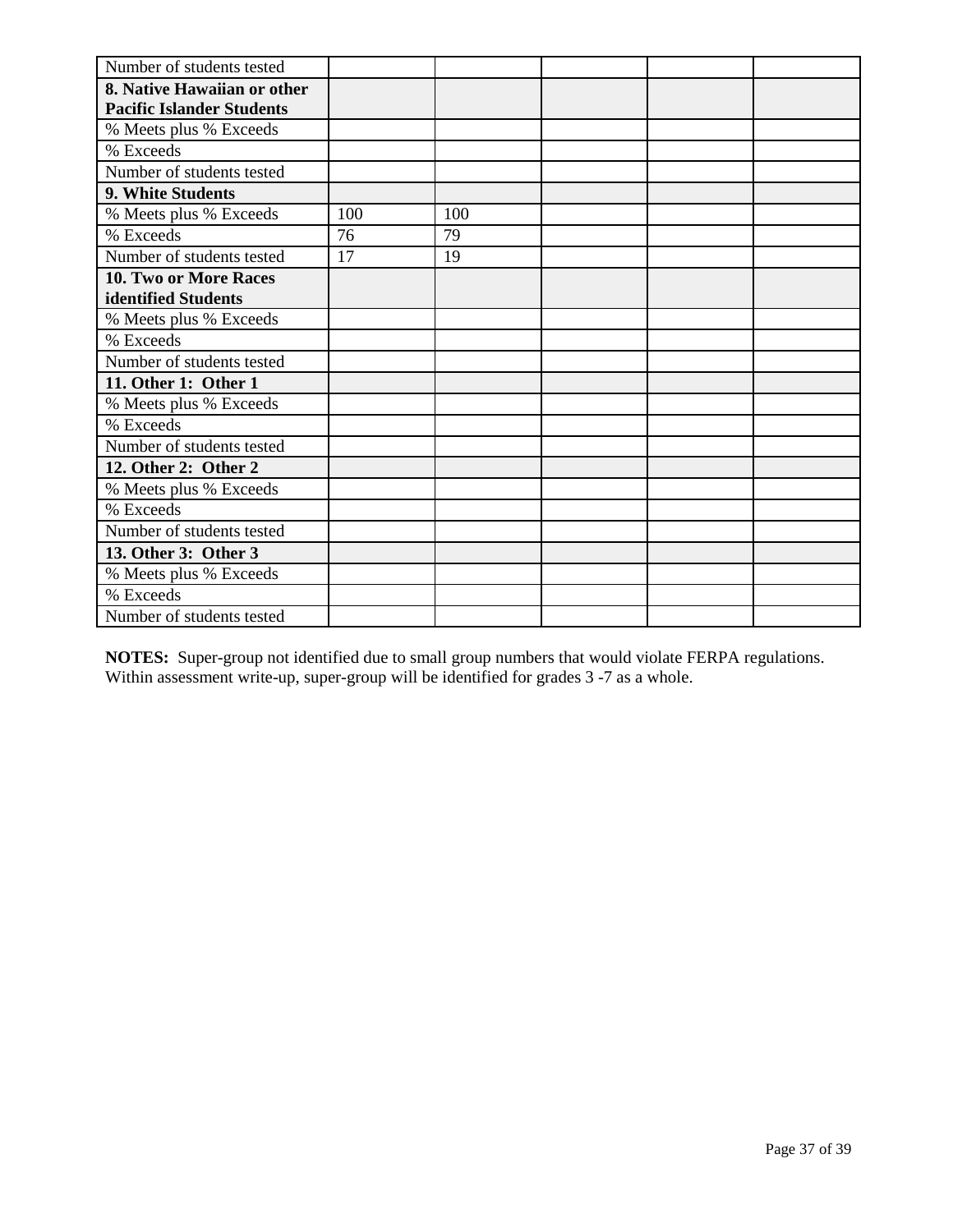| Number of students tested | | | | | |
|---|---|---|---|---|---|
| **8. Native Hawaiian or other Pacific Islander Students** | | | | | |
| % Meets plus % Exceeds | | | | | |
| % Exceeds | | | | | |
| Number of students tested | | | | | |
| **9. White Students** | | | | | |
| % Meets plus % Exceeds | 100 | 100 | | | |
| % Exceeds | 76 | 79 | | | |
| Number of students tested | 17 | 19 | | | |
| **10. Two or More Races identified Students** | | | | | |
| % Meets plus % Exceeds | | | | | |
| % Exceeds | | | | | |
| Number of students tested | | | | | |
| **11. Other 1: Other 1** | | | | | |
| % Meets plus % Exceeds | | | | | |
| % Exceeds | | | | | |
| Number of students tested | | | | | |
| **12. Other 2: Other 2** | | | | | |
| % Meets plus % Exceeds | | | | | |
| % Exceeds | | | | | |
| Number of students tested | | | | | |
| **13. Other 3: Other 3** | | | | | |
| % Meets plus % Exceeds | | | | | |
| % Exceeds | | | | | |
| Number of students tested | | | | | |

**NOTES:** Super-group not identified due to small group numbers that would violate FERPA regulations. Within assessment write-up, super-group will be identified for grades 3 -7 as a whole.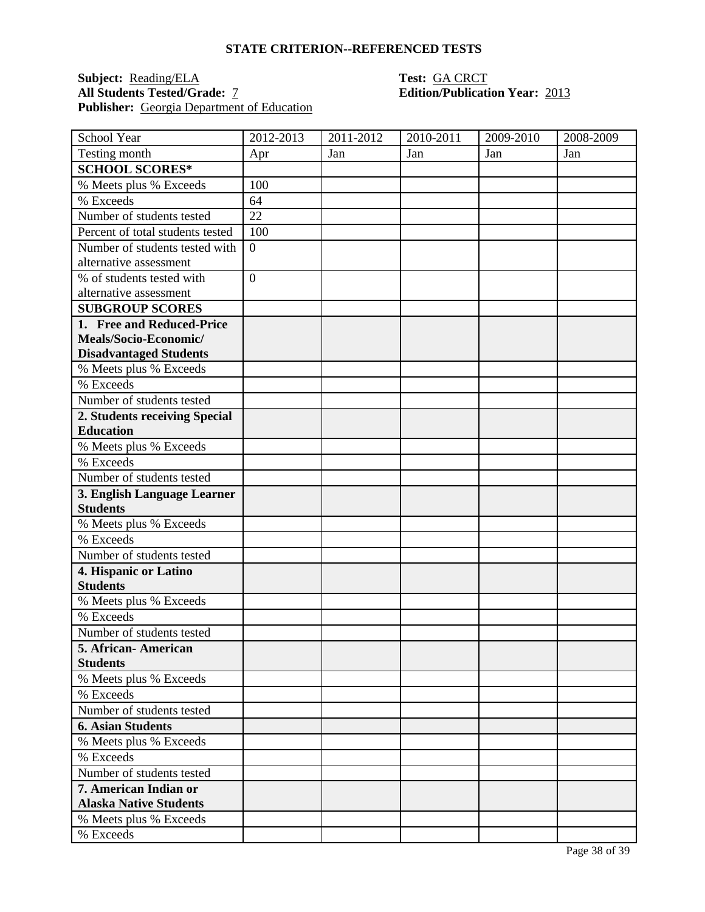## STATE CRITERION--REFERENCED TESTS

**Subject:** Reading/ELA
**All Students Tested/Grade:** 7
**Publisher:** Georgia Department of Education

**Test:** GA CRCT
**Edition/Publication Year:** 2013

| School Year | 2012-2013 | 2011-2012 | 2010-2011 | 2009-2010 | 2008-2009 |
|---|---|---|---|---|---|
| Testing month | Apr | Jan | Jan | Jan | Jan |
| **SCHOOL SCORES*** | | | | | |
| % Meets plus % Exceeds | 100 | | | | |
| % Exceeds | 64 | | | | |
| Number of students tested | 22 | | | | |
| Percent of total students tested | 100 | | | | |
| Number of students tested with alternative assessment | 0 | | | | |
| % of students tested with alternative assessment | 0 | | | | |
| **SUBGROUP SCORES** | | | | | |
| **1. Free and Reduced-Price Meals/Socio-Economic/ Disadvantaged Students** | | | | | |
| % Meets plus % Exceeds | | | | | |
| % Exceeds | | | | | |
| Number of students tested | | | | | |
| **2. Students receiving Special Education** | | | | | |
| % Meets plus % Exceeds | | | | | |
| % Exceeds | | | | | |
| Number of students tested | | | | | |
| **3. English Language Learner Students** | | | | | |
| % Meets plus % Exceeds | | | | | |
| % Exceeds | | | | | |
| Number of students tested | | | | | |
| **4. Hispanic or Latino Students** | | | | | |
| % Meets plus % Exceeds | | | | | |
| % Exceeds | | | | | |
| Number of students tested | | | | | |
| **5. African- American Students** | | | | | |
| % Meets plus % Exceeds | | | | | |
| % Exceeds | | | | | |
| Number of students tested | | | | | |
| **6. Asian Students** | | | | | |
| % Meets plus % Exceeds | | | | | |
| % Exceeds | | | | | |
| Number of students tested | | | | | |
| **7. American Indian or Alaska Native Students** | | | | | |
| % Meets plus % Exceeds | | | | | |
| % Exceeds | | | | | |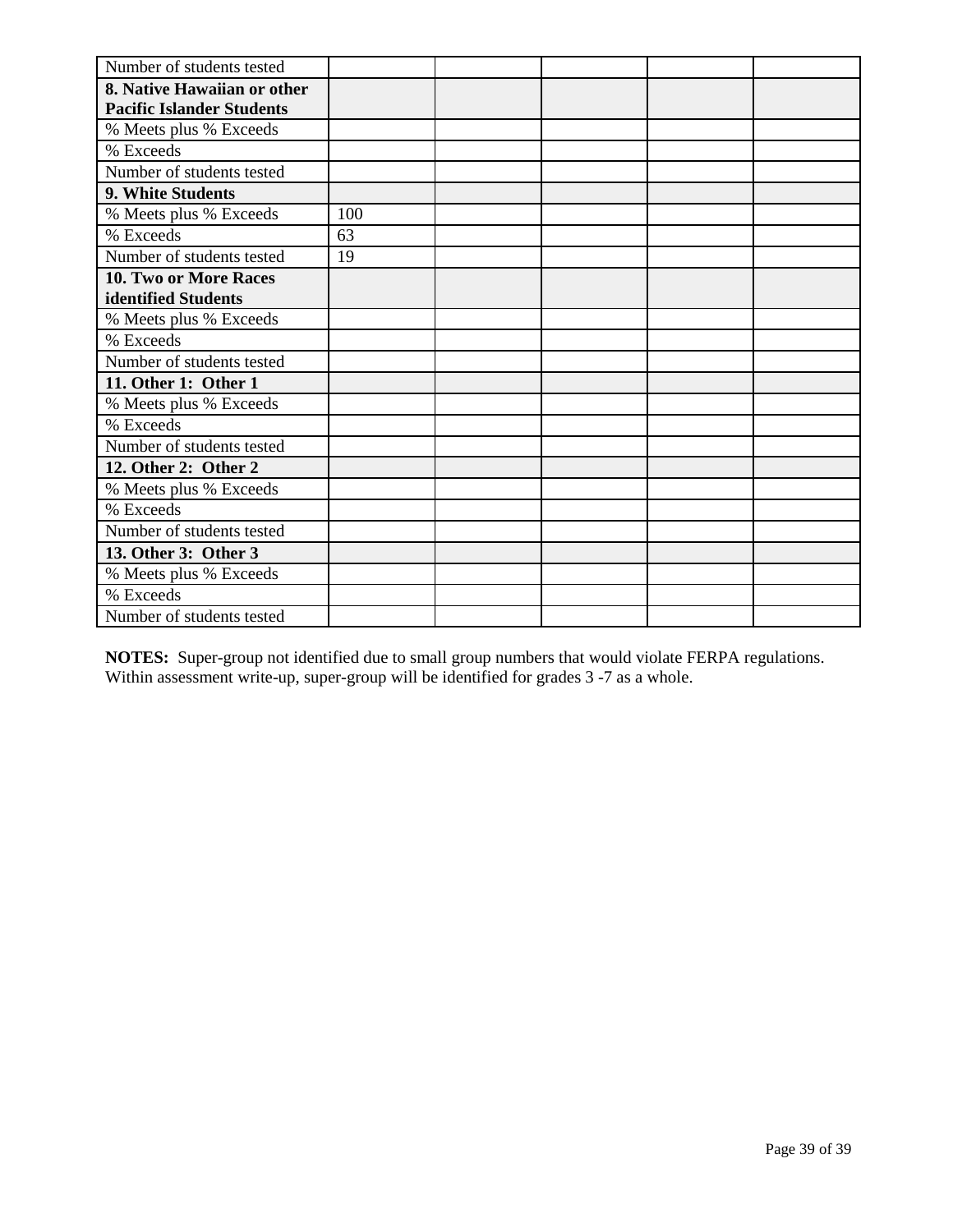| | | | | | |
|---|---|---|---|---|---|
| Number of students tested | | | | | |
| **8. Native Hawaiian or other Pacific Islander Students** | | | | | |
| % Meets plus % Exceeds | | | | | |
| % Exceeds | | | | | |
| Number of students tested | | | | | |
| **9. White Students** | | | | | |
| % Meets plus % Exceeds | 100 | | | | |
| % Exceeds | 63 | | | | |
| Number of students tested | 19 | | | | |
| **10. Two or More Races identified Students** | | | | | |
| % Meets plus % Exceeds | | | | | |
| % Exceeds | | | | | |
| Number of students tested | | | | | |
| **11. Other 1: Other 1** | | | | | |
| % Meets plus % Exceeds | | | | | |
| % Exceeds | | | | | |
| Number of students tested | | | | | |
| **12. Other 2: Other 2** | | | | | |
| % Meets plus % Exceeds | | | | | |
| % Exceeds | | | | | |
| Number of students tested | | | | | |
| **13. Other 3: Other 3** | | | | | |
| % Meets plus % Exceeds | | | | | |
| % Exceeds | | | | | |
| Number of students tested | | | | | |

**NOTES:** Super-group not identified due to small group numbers that would violate FERPA regulations. Within assessment write-up, super-group will be identified for grades 3 -7 as a whole.